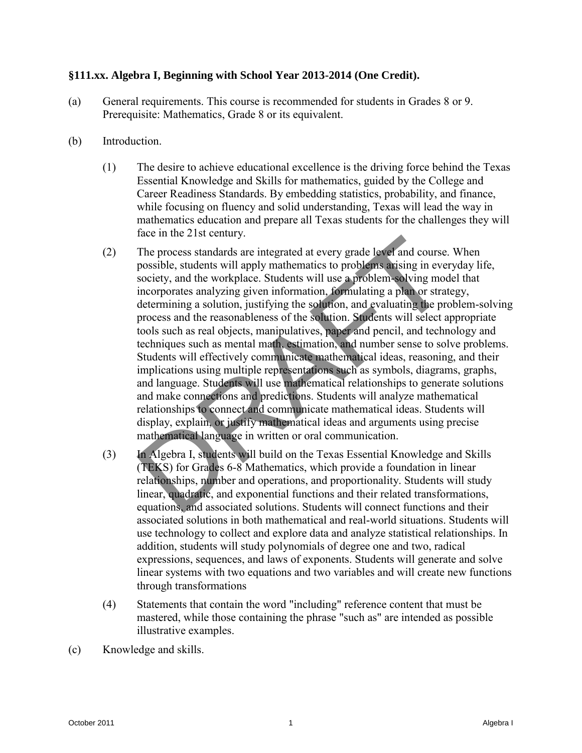**§111.xx. Algebra I, Beginning with School Year 2013-2014 (One Credit).**

(a) General requirements. This course is recommended for students in Grades 8 or 9. Prerequisite: Mathematics, Grade 8 or its equivalent.

(b) Introduction.

(1) The desire to achieve educational excellence is the driving force behind the Texas Essential Knowledge and Skills for mathematics, guided by the College and Career Readiness Standards. By embedding statistics, probability, and finance, while focusing on fluency and solid understanding, Texas will lead the way in mathematics education and prepare all Texas students for the challenges they will face in the 21st century.

(2) The process standards are integrated at every grade level and course. When possible, students will apply mathematics to problems arising in everyday life, society, and the workplace. Students will use a problem-solving model that incorporates analyzing given information, formulating a plan or strategy, determining a solution, justifying the solution, and evaluating the problem-solving process and the reasonableness of the solution. Students will select appropriate tools such as real objects, manipulatives, paper and pencil, and technology and techniques such as mental math, estimation, and number sense to solve problems. Students will effectively communicate mathematical ideas, reasoning, and their implications using multiple representations such as symbols, diagrams, graphs, and language. Students will use mathematical relationships to generate solutions and make connections and predictions. Students will analyze mathematical relationships to connect and communicate mathematical ideas. Students will display, explain, or justify mathematical ideas and arguments using precise mathematical language in written or oral communication.

(3) In Algebra I, students will build on the Texas Essential Knowledge and Skills (TEKS) for Grades 6-8 Mathematics, which provide a foundation in linear relationships, number and operations, and proportionality. Students will study linear, quadratic, and exponential functions and their related transformations, equations, and associated solutions. Students will connect functions and their associated solutions in both mathematical and real-world situations. Students will use technology to collect and explore data and analyze statistical relationships. In addition, students will study polynomials of degree one and two, radical expressions, sequences, and laws of exponents. Students will generate and solve linear systems with two equations and two variables and will create new functions through transformations

(4) Statements that contain the word "including" reference content that must be mastered, while those containing the phrase "such as" are intended as possible illustrative examples.

(c) Knowledge and skills.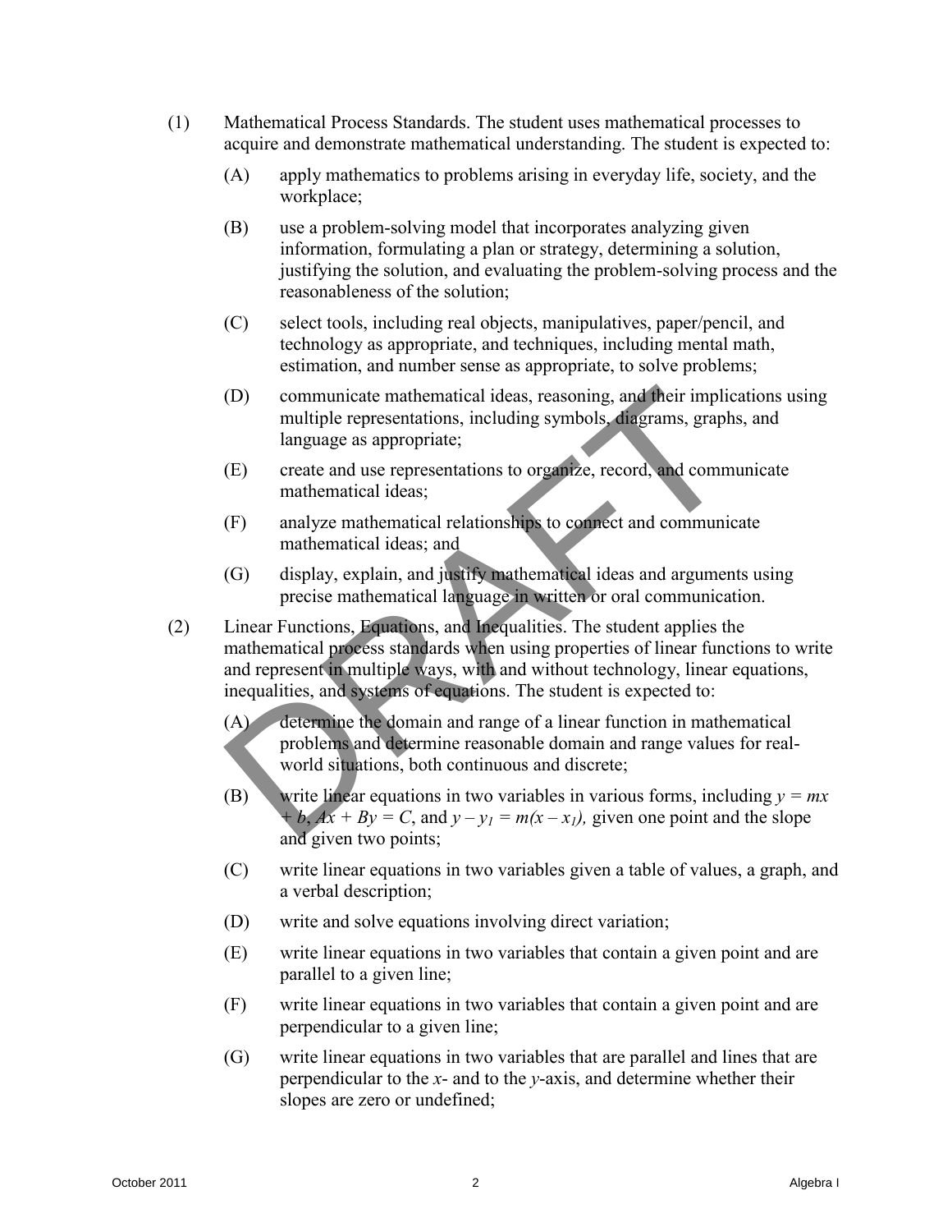(1) Mathematical Process Standards. The student uses mathematical processes to acquire and demonstrate mathematical understanding. The student is expected to:

(A) apply mathematics to problems arising in everyday life, society, and the workplace;

(B) use a problem-solving model that incorporates analyzing given information, formulating a plan or strategy, determining a solution, justifying the solution, and evaluating the problem-solving process and the reasonableness of the solution;

(C) select tools, including real objects, manipulatives, paper/pencil, and technology as appropriate, and techniques, including mental math, estimation, and number sense as appropriate, to solve problems;

(D) communicate mathematical ideas, reasoning, and their implications using multiple representations, including symbols, diagrams, graphs, and language as appropriate;

(E) create and use representations to organize, record, and communicate mathematical ideas;

(F) analyze mathematical relationships to connect and communicate mathematical ideas; and

(G) display, explain, and justify mathematical ideas and arguments using precise mathematical language in written or oral communication.

(2) Linear Functions, Equations, and Inequalities. The student applies the mathematical process standards when using properties of linear functions to write and represent in multiple ways, with and without technology, linear equations, inequalities, and systems of equations. The student is expected to:

(A) determine the domain and range of a linear function in mathematical problems and determine reasonable domain and range values for real-world situations, both continuous and discrete;

(B) write linear equations in two variables in various forms, including $y = mx + b$, $Ax + By = C$, and $y - y_1 = m(x - x_1)$, given one point and the slope and given two points;

(C) write linear equations in two variables given a table of values, a graph, and a verbal description;

(D) write and solve equations involving direct variation;

(E) write linear equations in two variables that contain a given point and are parallel to a given line;

(F) write linear equations in two variables that contain a given point and are perpendicular to a given line;

(G) write linear equations in two variables that are parallel and lines that are perpendicular to the $x$- and to the $y$-axis, and determine whether their slopes are zero or undefined;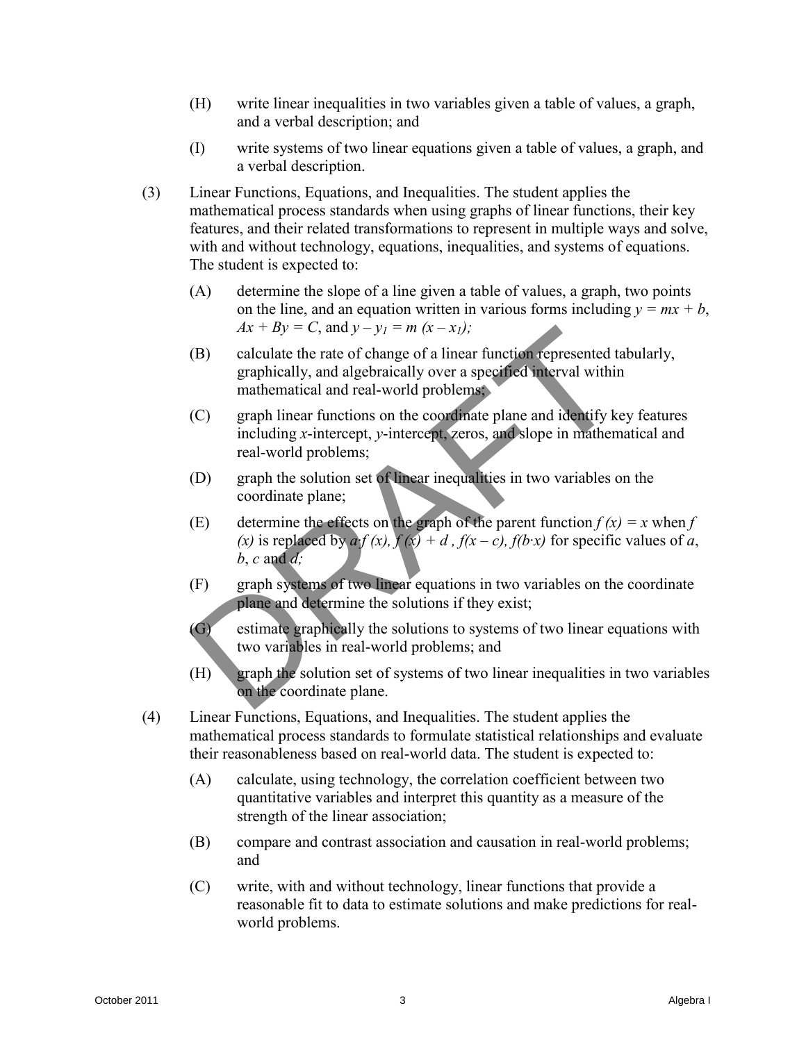(H) write linear inequalities in two variables given a table of values, a graph, and a verbal description; and

(I) write systems of two linear equations given a table of values, a graph, and a verbal description.

(3) Linear Functions, Equations, and Inequalities. The student applies the mathematical process standards when using graphs of linear functions, their key features, and their related transformations to represent in multiple ways and solve, with and without technology, equations, inequalities, and systems of equations. The student is expected to:

(A) determine the slope of a line given a table of values, a graph, two points on the line, and an equation written in various forms including $y = mx + b$, $Ax + By = C$, and $y - y_1 = m(x - x_1)$;

(B) calculate the rate of change of a linear function represented tabularly, graphically, and algebraically over a specified interval within mathematical and real-world problems;

(C) graph linear functions on the coordinate plane and identify key features including $x$-intercept, $y$-intercept, zeros, and slope in mathematical and real-world problems;

(D) graph the solution set of linear inequalities in two variables on the coordinate plane;

(E) determine the effects on the graph of the parent function $f(x) = x$ when $f(x)$ is replaced by $a \cdot f(x)$, $f(x) + d$, $f(x - c)$, $f(b \cdot x)$ for specific values of $a$, $b$, $c$ and $d$;

(F) graph systems of two linear equations in two variables on the coordinate plane and determine the solutions if they exist;

(G) estimate graphically the solutions to systems of two linear equations with two variables in real-world problems; and

(H) graph the solution set of systems of two linear inequalities in two variables on the coordinate plane.

(4) Linear Functions, Equations, and Inequalities. The student applies the mathematical process standards to formulate statistical relationships and evaluate their reasonableness based on real-world data. The student is expected to:

(A) calculate, using technology, the correlation coefficient between two quantitative variables and interpret this quantity as a measure of the strength of the linear association;

(B) compare and contrast association and causation in real-world problems; and

(C) write, with and without technology, linear functions that provide a reasonable fit to data to estimate solutions and make predictions for real-world problems.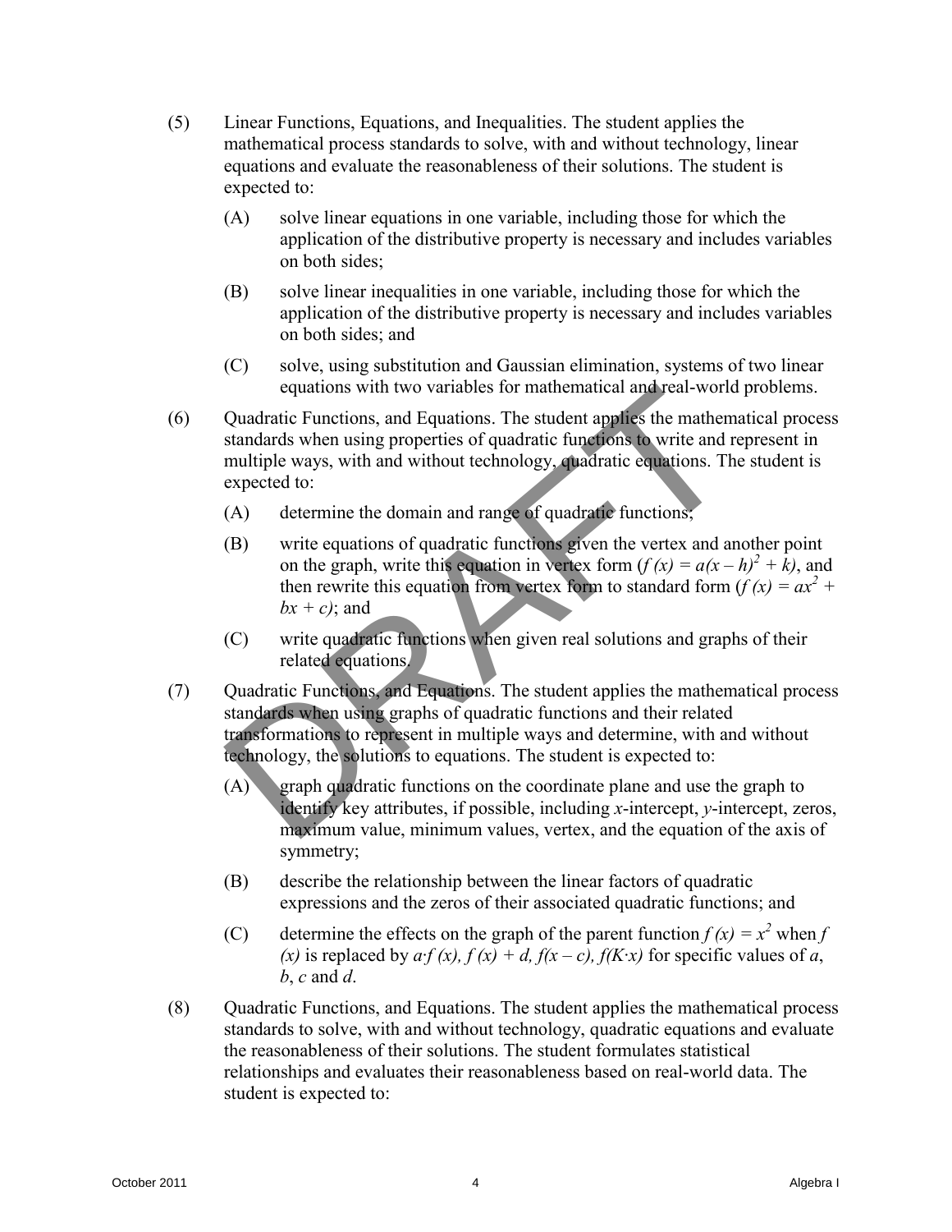(5) Linear Functions, Equations, and Inequalities. The student applies the mathematical process standards to solve, with and without technology, linear equations and evaluate the reasonableness of their solutions. The student is expected to:

- (A) solve linear equations in one variable, including those for which the application of the distributive property is necessary and includes variables on both sides;
- (B) solve linear inequalities in one variable, including those for which the application of the distributive property is necessary and includes variables on both sides; and
- (C) solve, using substitution and Gaussian elimination, systems of two linear equations with two variables for mathematical and real-world problems.

(6) Quadratic Functions, and Equations. The student applies the mathematical process standards when using properties of quadratic functions to write and represent in multiple ways, with and without technology, quadratic equations. The student is expected to:

- (A) determine the domain and range of quadratic functions;
- (B) write equations of quadratic functions given the vertex and another point on the graph, write this equation in vertex form ($f(x) = a(x - h)^2 + k$), and then rewrite this equation from vertex form to standard form ($f(x) = ax^2 + bx + c$); and
- (C) write quadratic functions when given real solutions and graphs of their related equations.

(7) Quadratic Functions, and Equations. The student applies the mathematical process standards when using graphs of quadratic functions and their related transformations to represent in multiple ways and determine, with and without technology, the solutions to equations. The student is expected to:

- (A) graph quadratic functions on the coordinate plane and use the graph to identify key attributes, if possible, including *x*-intercept, *y*-intercept, zeros, maximum value, minimum values, vertex, and the equation of the axis of symmetry;
- (B) describe the relationship between the linear factors of quadratic expressions and the zeros of their associated quadratic functions; and
- (C) determine the effects on the graph of the parent function $f(x) = x^2$ when $f(x)$ is replaced by $a \cdot f(x)$, $f(x) + d$, $f(x - c)$, $f(K \cdot x)$ for specific values of $a$, $b$, $c$ and $d$.

(8) Quadratic Functions, and Equations. The student applies the mathematical process standards to solve, with and without technology, quadratic equations and evaluate the reasonableness of their solutions. The student formulates statistical relationships and evaluates their reasonableness based on real-world data. The student is expected to: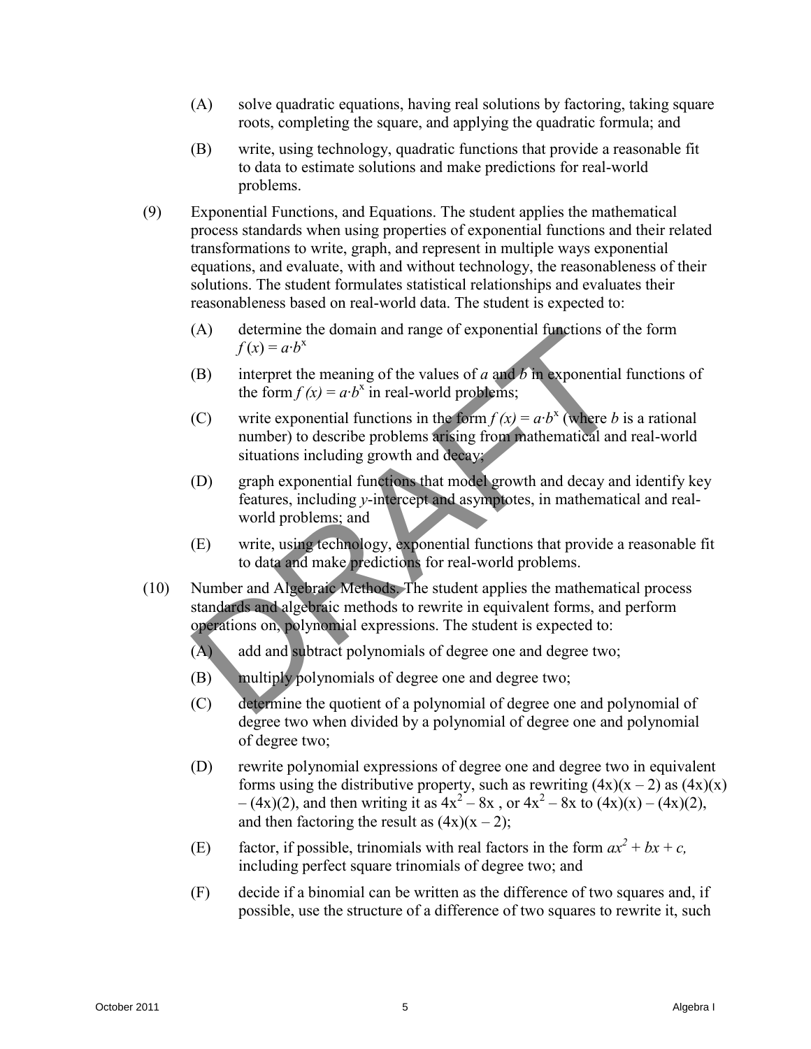(A) solve quadratic equations, having real solutions by factoring, taking square roots, completing the square, and applying the quadratic formula; and

(B) write, using technology, quadratic functions that provide a reasonable fit to data to estimate solutions and make predictions for real-world problems.

(9) Exponential Functions, and Equations. The student applies the mathematical process standards when using properties of exponential functions and their related transformations to write, graph, and represent in multiple ways exponential equations, and evaluate, with and without technology, the reasonableness of their solutions. The student formulates statistical relationships and evaluates their reasonableness based on real-world data. The student is expected to:

(A) determine the domain and range of exponential functions of the form $f(x) = a{\cdot}b^x$

(B) interpret the meaning of the values of *a* and *b* in exponential functions of the form $f(x) = a{\cdot}b^x$ in real-world problems;

(C) write exponential functions in the form $f(x) = a{\cdot}b^x$ (where *b* is a rational number) to describe problems arising from mathematical and real-world situations including growth and decay;

(D) graph exponential functions that model growth and decay and identify key features, including *y*-intercept and asymptotes, in mathematical and real-world problems; and

(E) write, using technology, exponential functions that provide a reasonable fit to data and make predictions for real-world problems.

(10) Number and Algebraic Methods. The student applies the mathematical process standards and algebraic methods to rewrite in equivalent forms, and perform operations on, polynomial expressions. The student is expected to:

(A) add and subtract polynomials of degree one and degree two;

(B) multiply polynomials of degree one and degree two;

(C) determine the quotient of a polynomial of degree one and polynomial of degree two when divided by a polynomial of degree one and polynomial of degree two;

(D) rewrite polynomial expressions of degree one and degree two in equivalent forms using the distributive property, such as rewriting $(4x)(x - 2)$ as $(4x)(x) - (4x)(2)$, and then writing it as $4x^2 - 8x$ , or $4x^2 - 8x$ to $(4x)(x) - (4x)(2)$, and then factoring the result as $(4x)(x - 2)$;

(E) factor, if possible, trinomials with real factors in the form $ax^2 + bx + c$, including perfect square trinomials of degree two; and

(F) decide if a binomial can be written as the difference of two squares and, if possible, use the structure of a difference of two squares to rewrite it, such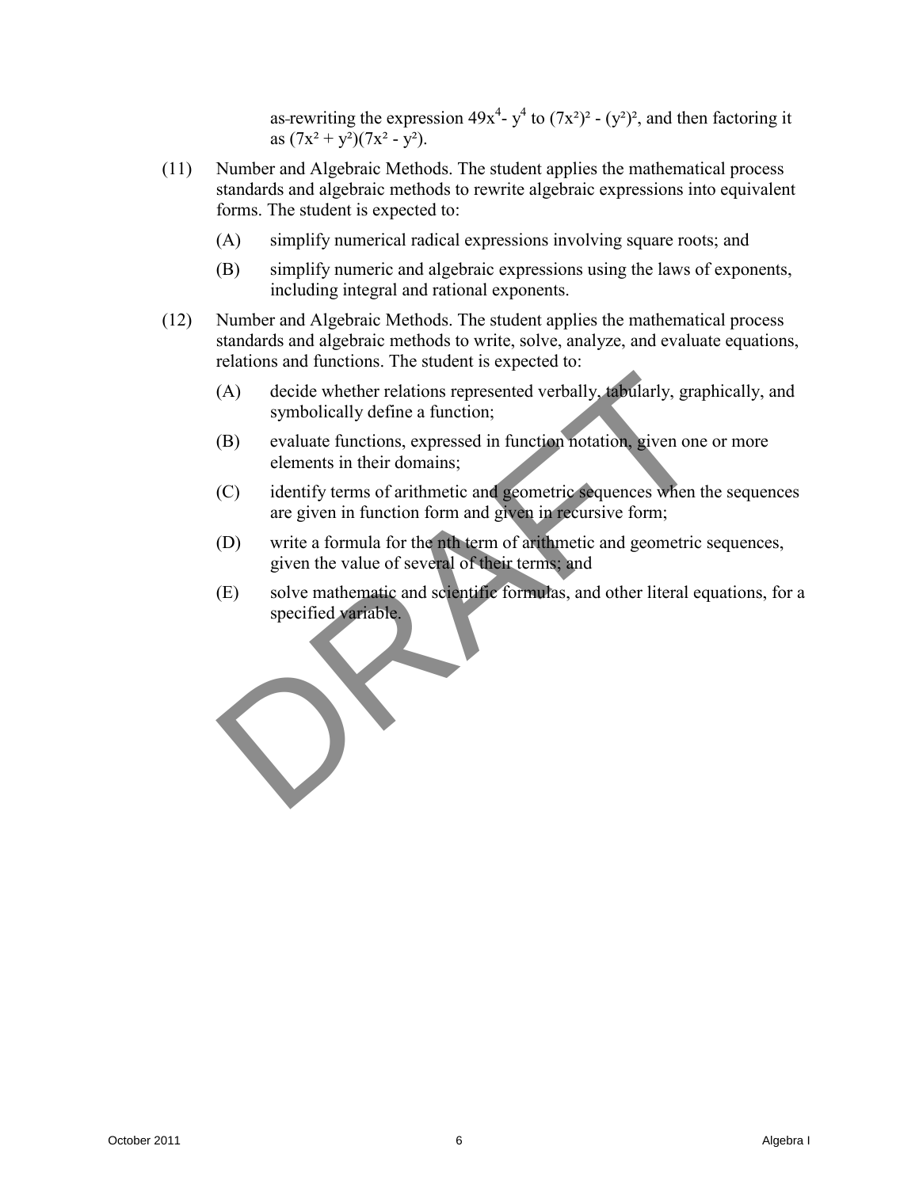as rewriting the expression $49x^4 - y^4$ to $(7x^2)^2 - (y^2)^2$, and then factoring it as $(7x^2 + y^2)(7x^2 - y^2)$.

(11) Number and Algebraic Methods. The student applies the mathematical process standards and algebraic methods to rewrite algebraic expressions into equivalent forms. The student is expected to:

- (A) simplify numerical radical expressions involving square roots; and
- (B) simplify numeric and algebraic expressions using the laws of exponents, including integral and rational exponents.

(12) Number and Algebraic Methods. The student applies the mathematical process standards and algebraic methods to write, solve, analyze, and evaluate equations, relations and functions. The student is expected to:

- (A) decide whether relations represented verbally, tabularly, graphically, and symbolically define a function;
- (B) evaluate functions, expressed in function notation, given one or more elements in their domains;
- (C) identify terms of arithmetic and geometric sequences when the sequences are given in function form and given in recursive form;
- (D) write a formula for the nth term of arithmetic and geometric sequences, given the value of several of their terms; and
- (E) solve mathematic and scientific formulas, and other literal equations, for a specified variable.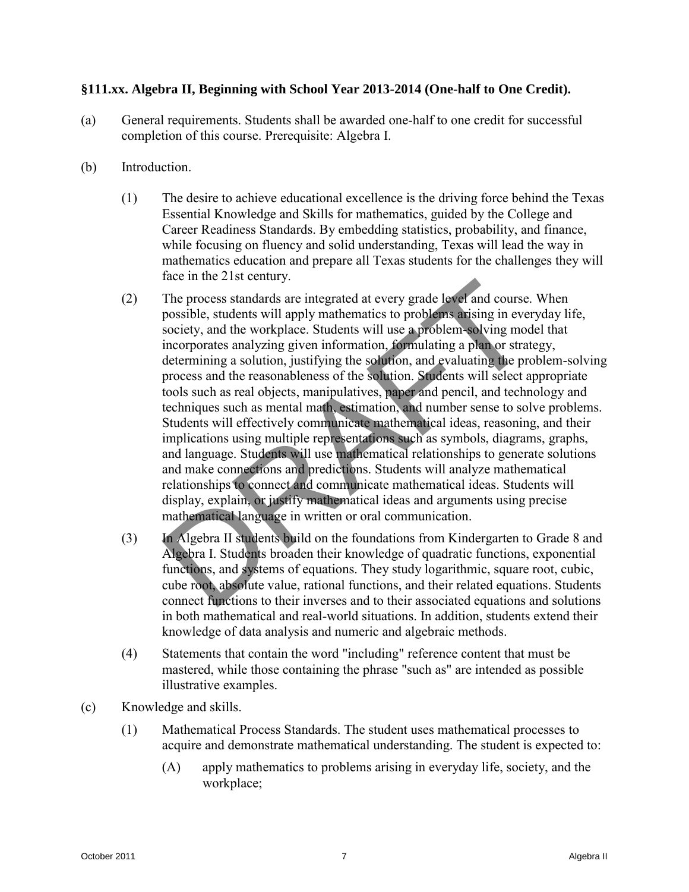**§111.xx. Algebra II, Beginning with School Year 2013-2014 (One-half to One Credit).**

(a) General requirements. Students shall be awarded one-half to one credit for successful completion of this course. Prerequisite: Algebra I.

(b) Introduction.

(1) The desire to achieve educational excellence is the driving force behind the Texas Essential Knowledge and Skills for mathematics, guided by the College and Career Readiness Standards. By embedding statistics, probability, and finance, while focusing on fluency and solid understanding, Texas will lead the way in mathematics education and prepare all Texas students for the challenges they will face in the 21st century.

(2) The process standards are integrated at every grade level and course. When possible, students will apply mathematics to problems arising in everyday life, society, and the workplace. Students will use a problem-solving model that incorporates analyzing given information, formulating a plan or strategy, determining a solution, justifying the solution, and evaluating the problem-solving process and the reasonableness of the solution. Students will select appropriate tools such as real objects, manipulatives, paper and pencil, and technology and techniques such as mental math, estimation, and number sense to solve problems. Students will effectively communicate mathematical ideas, reasoning, and their implications using multiple representations such as symbols, diagrams, graphs, and language. Students will use mathematical relationships to generate solutions and make connections and predictions. Students will analyze mathematical relationships to connect and communicate mathematical ideas. Students will display, explain, or justify mathematical ideas and arguments using precise mathematical language in written or oral communication.

(3) In Algebra II students build on the foundations from Kindergarten to Grade 8 and Algebra I. Students broaden their knowledge of quadratic functions, exponential functions, and systems of equations. They study logarithmic, square root, cubic, cube root, absolute value, rational functions, and their related equations. Students connect functions to their inverses and to their associated equations and solutions in both mathematical and real-world situations. In addition, students extend their knowledge of data analysis and numeric and algebraic methods.

(4) Statements that contain the word "including" reference content that must be mastered, while those containing the phrase "such as" are intended as possible illustrative examples.

(c) Knowledge and skills.

(1) Mathematical Process Standards. The student uses mathematical processes to acquire and demonstrate mathematical understanding. The student is expected to:

(A) apply mathematics to problems arising in everyday life, society, and the workplace;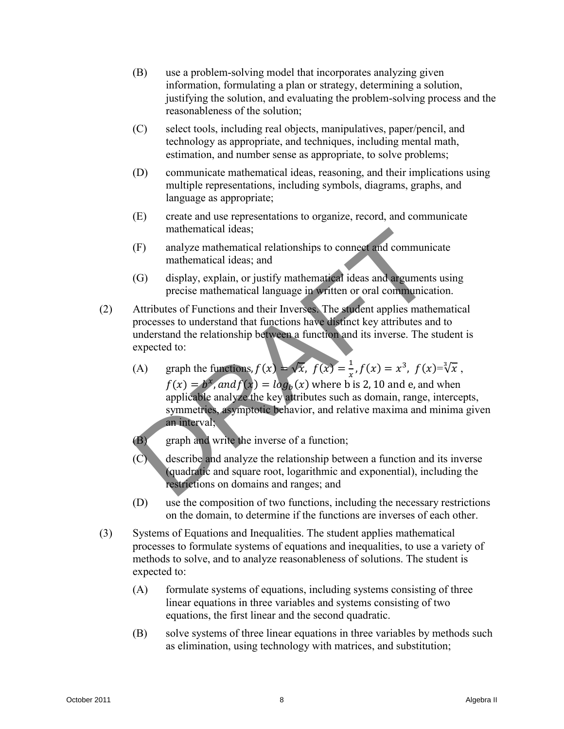(B) use a problem-solving model that incorporates analyzing given information, formulating a plan or strategy, determining a solution, justifying the solution, and evaluating the problem-solving process and the reasonableness of the solution;

(C) select tools, including real objects, manipulatives, paper/pencil, and technology as appropriate, and techniques, including mental math, estimation, and number sense as appropriate, to solve problems;

(D) communicate mathematical ideas, reasoning, and their implications using multiple representations, including symbols, diagrams, graphs, and language as appropriate;

(E) create and use representations to organize, record, and communicate mathematical ideas;

(F) analyze mathematical relationships to connect and communicate mathematical ideas; and

(G) display, explain, or justify mathematical ideas and arguments using precise mathematical language in written or oral communication.

(2) Attributes of Functions and their Inverses. The student applies mathematical processes to understand that functions have distinct key attributes and to understand the relationship between a function and its inverse. The student is expected to:

(A) graph the functions, $f(x) = \sqrt{x},\ f(x) = \frac{1}{x}, f(x) = x^3,\ f(x) = \sqrt[3]{x}$ , $f(x) = b^x, and f(x) = log_b(x)$ where b is 2, 10 and e, and when applicable analyze the key attributes such as domain, range, intercepts, symmetries, asymptotic behavior, and relative maxima and minima given an interval;

(B) graph and write the inverse of a function;

(C) describe and analyze the relationship between a function and its inverse (quadratic and square root, logarithmic and exponential), including the restrictions on domains and ranges; and

(D) use the composition of two functions, including the necessary restrictions on the domain, to determine if the functions are inverses of each other.

(3) Systems of Equations and Inequalities. The student applies mathematical processes to formulate systems of equations and inequalities, to use a variety of methods to solve, and to analyze reasonableness of solutions. The student is expected to:

(A) formulate systems of equations, including systems consisting of three linear equations in three variables and systems consisting of two equations, the first linear and the second quadratic.

(B) solve systems of three linear equations in three variables by methods such as elimination, using technology with matrices, and substitution;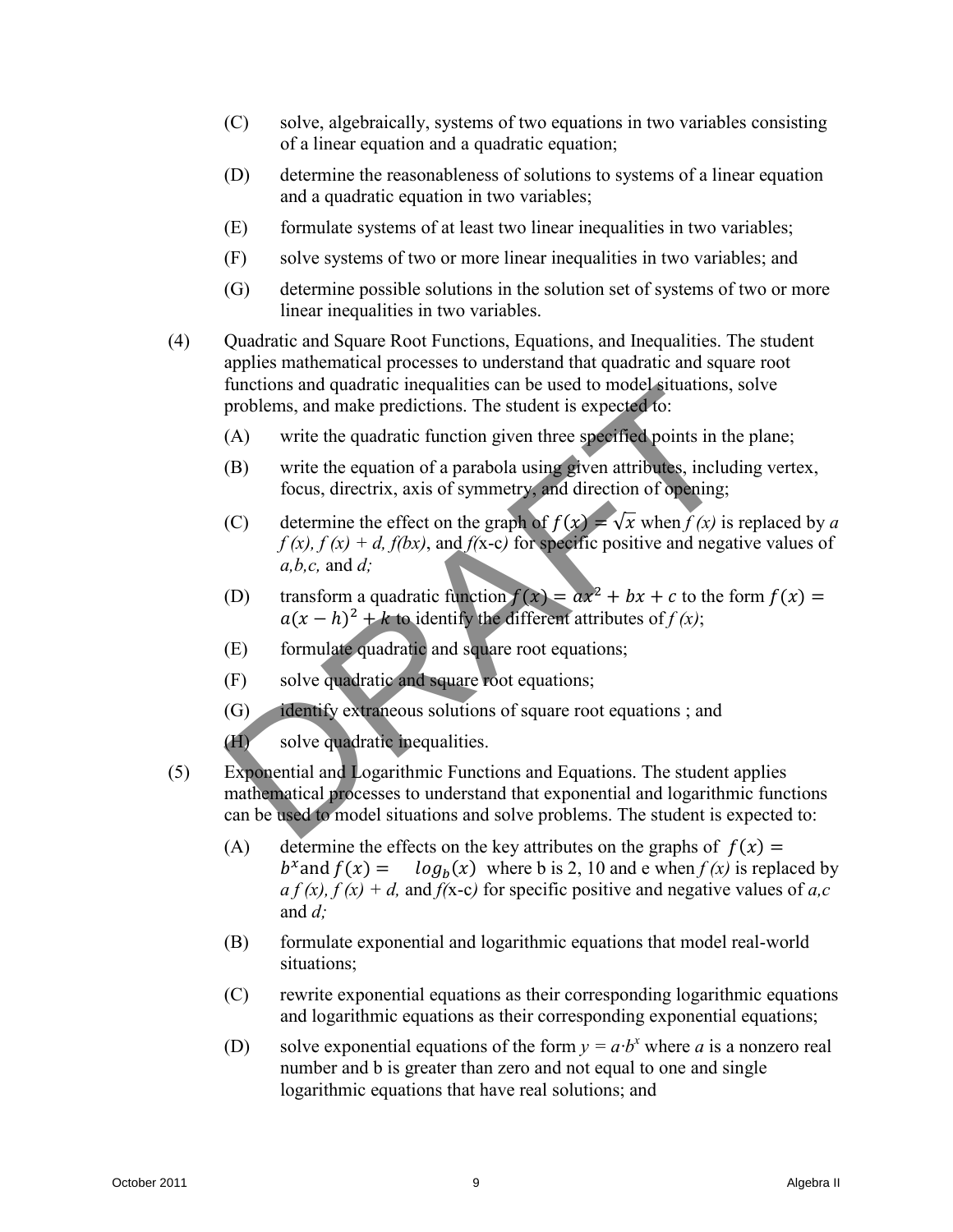(C) solve, algebraically, systems of two equations in two variables consisting of a linear equation and a quadratic equation;

(D) determine the reasonableness of solutions to systems of a linear equation and a quadratic equation in two variables;

(E) formulate systems of at least two linear inequalities in two variables;

(F) solve systems of two or more linear inequalities in two variables; and

(G) determine possible solutions in the solution set of systems of two or more linear inequalities in two variables.

(4) Quadratic and Square Root Functions, Equations, and Inequalities. The student applies mathematical processes to understand that quadratic and square root functions and quadratic inequalities can be used to model situations, solve problems, and make predictions. The student is expected to:

(A) write the quadratic function given three specified points in the plane;

(B) write the equation of a parabola using given attributes, including vertex, focus, directrix, axis of symmetry, and direction of opening;

(C) determine the effect on the graph of $f(x) = \sqrt{x}$ when $f(x)$ is replaced by $a\,f(x)$, $f(x) + d$, $f(bx)$, and $f(x\text{-}c)$ for specific positive and negative values of $a, b, c,$ and $d$;

(D) transform a quadratic function $f(x) = ax^2 + bx + c$ to the form $f(x) = a(x - h)^2 + k$ to identify the different attributes of $f(x)$;

(E) formulate quadratic and square root equations;

(F) solve quadratic and square root equations;

(G) identify extraneous solutions of square root equations ; and

(H) solve quadratic inequalities.

(5) Exponential and Logarithmic Functions and Equations. The student applies mathematical processes to understand that exponential and logarithmic functions can be used to model situations and solve problems. The student is expected to:

(A) determine the effects on the key attributes on the graphs of $f(x) = b^x$ and $f(x) = \log_b(x)$ where b is 2, 10 and e when $f(x)$ is replaced by $a\,f(x)$, $f(x) + d$, and $f(x\text{-}c)$ for specific positive and negative values of $a, c$ and $d$;

(B) formulate exponential and logarithmic equations that model real-world situations;

(C) rewrite exponential equations as their corresponding logarithmic equations and logarithmic equations as their corresponding exponential equations;

(D) solve exponential equations of the form $y = a \cdot b^x$ where $a$ is a nonzero real number and b is greater than zero and not equal to one and single logarithmic equations that have real solutions; and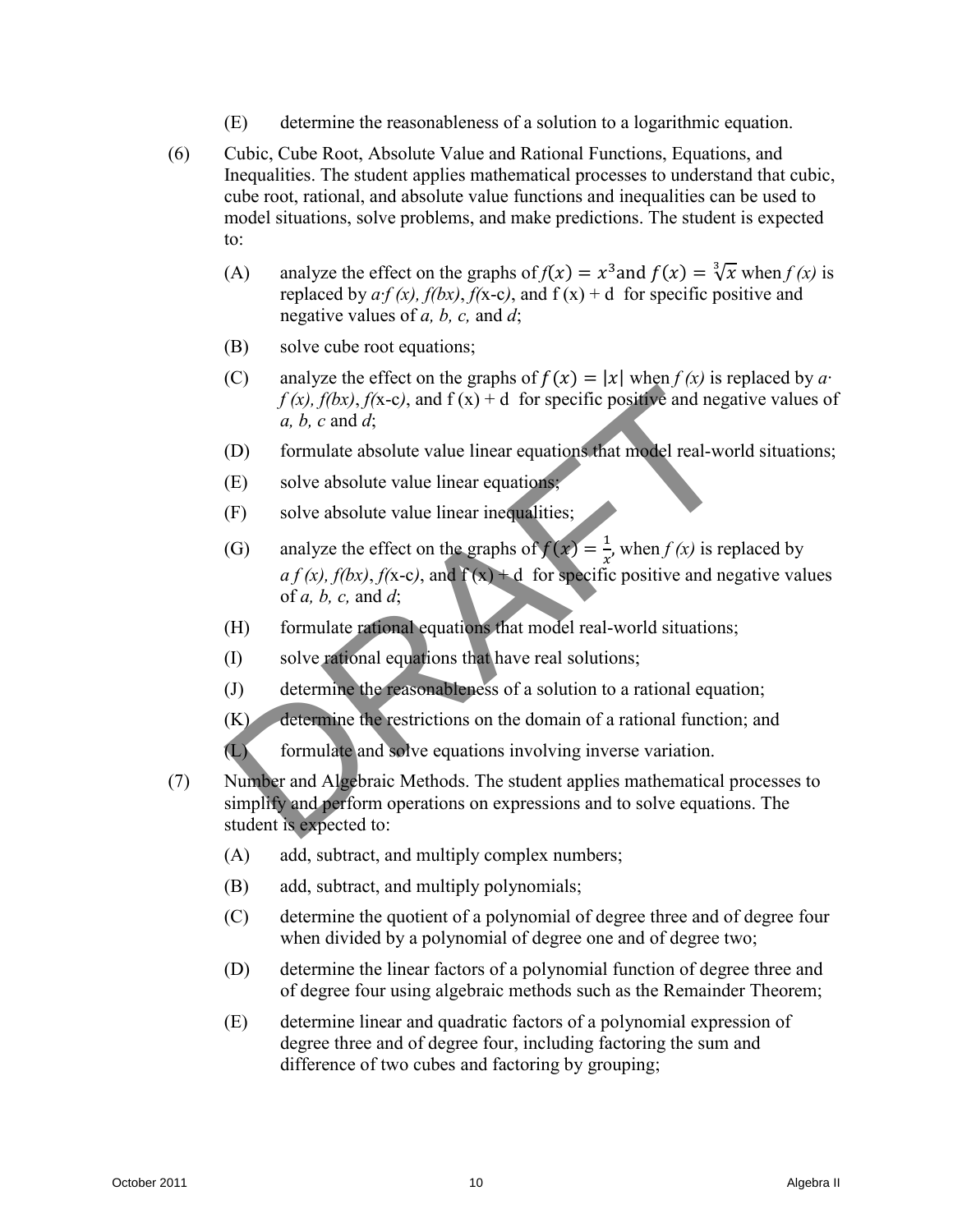(E) determine the reasonableness of a solution to a logarithmic equation.

(6) Cubic, Cube Root, Absolute Value and Rational Functions, Equations, and Inequalities. The student applies mathematical processes to understand that cubic, cube root, rational, and absolute value functions and inequalities can be used to model situations, solve problems, and make predictions. The student is expected to:

(A) analyze the effect on the graphs of $f(x) = x^3$ and $f(x) = \sqrt[3]{x}$ when *f (x)* is replaced by *a·f (x), f(bx)*, *f(*x-c*)*, and f (x) + d for specific positive and negative values of *a, b, c,* and *d*;

(B) solve cube root equations;

(C) analyze the effect on the graphs of $f(x) = |x|$ when *f (x)* is replaced by *a· f (x), f(bx)*, *f(*x-c*)*, and f (x) + d for specific positive and negative values of *a, b, c* and *d*;

(D) formulate absolute value linear equations that model real-world situations;

(E) solve absolute value linear equations;

(F) solve absolute value linear inequalities;

(G) analyze the effect on the graphs of $f(x) = \frac{1}{x}$, when *f (x)* is replaced by *a f (x), f(bx)*, *f(*x-c*)*, and f (x) + d for specific positive and negative values of *a, b, c,* and *d*;

(H) formulate rational equations that model real-world situations;

(I) solve rational equations that have real solutions;

(J) determine the reasonableness of a solution to a rational equation;

(K) determine the restrictions on the domain of a rational function; and

(L) formulate and solve equations involving inverse variation.

(7) Number and Algebraic Methods. The student applies mathematical processes to simplify and perform operations on expressions and to solve equations. The student is expected to:

(A) add, subtract, and multiply complex numbers;

(B) add, subtract, and multiply polynomials;

(C) determine the quotient of a polynomial of degree three and of degree four when divided by a polynomial of degree one and of degree two;

(D) determine the linear factors of a polynomial function of degree three and of degree four using algebraic methods such as the Remainder Theorem;

(E) determine linear and quadratic factors of a polynomial expression of degree three and of degree four, including factoring the sum and difference of two cubes and factoring by grouping;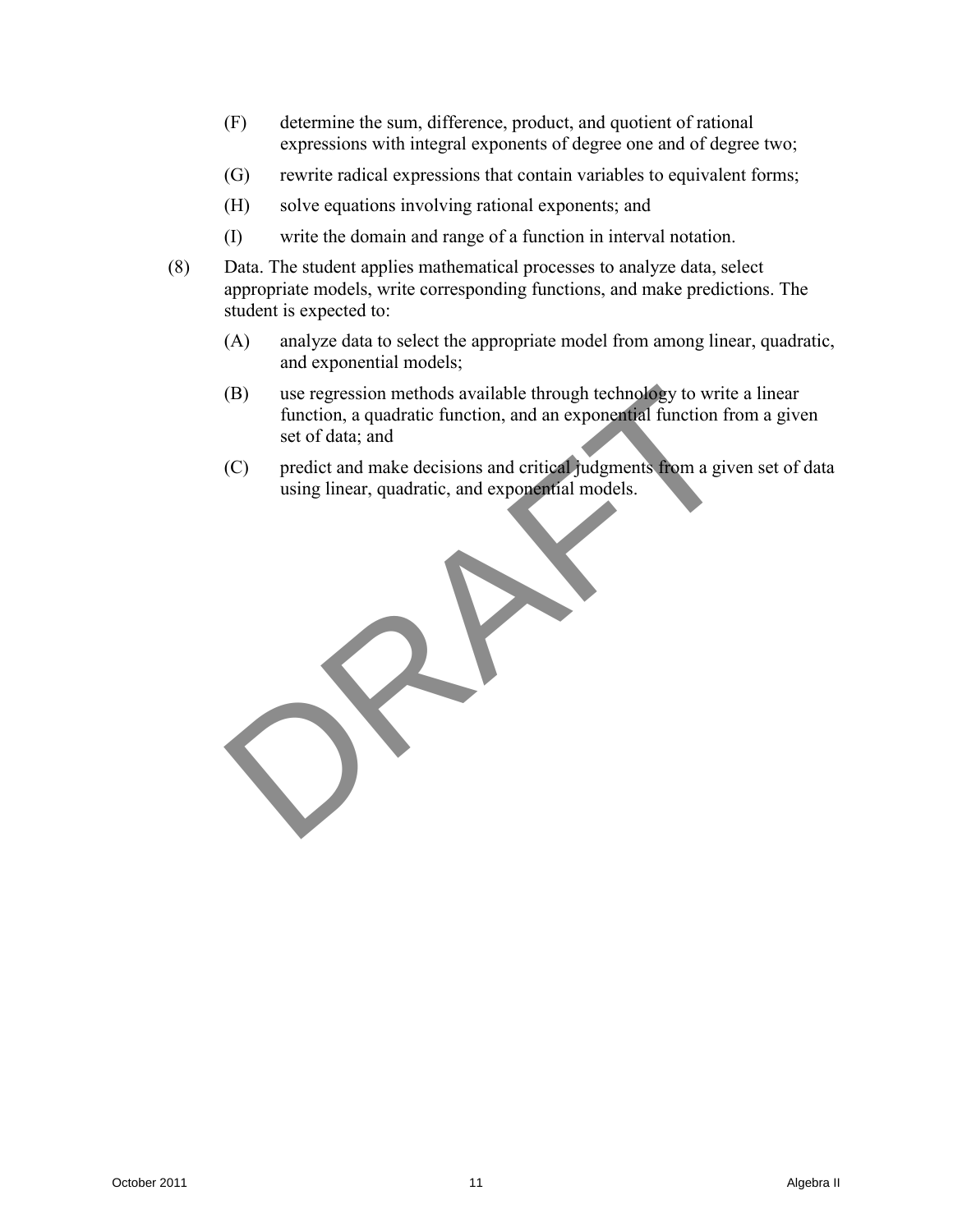(F) determine the sum, difference, product, and quotient of rational expressions with integral exponents of degree one and of degree two;

(G) rewrite radical expressions that contain variables to equivalent forms;

(H) solve equations involving rational exponents; and

(I) write the domain and range of a function in interval notation.

(8) Data. The student applies mathematical processes to analyze data, select appropriate models, write corresponding functions, and make predictions. The student is expected to:

(A) analyze data to select the appropriate model from among linear, quadratic, and exponential models;

(B) use regression methods available through technology to write a linear function, a quadratic function, and an exponential function from a given set of data; and

(C) predict and make decisions and critical judgments from a given set of data using linear, quadratic, and exponential models.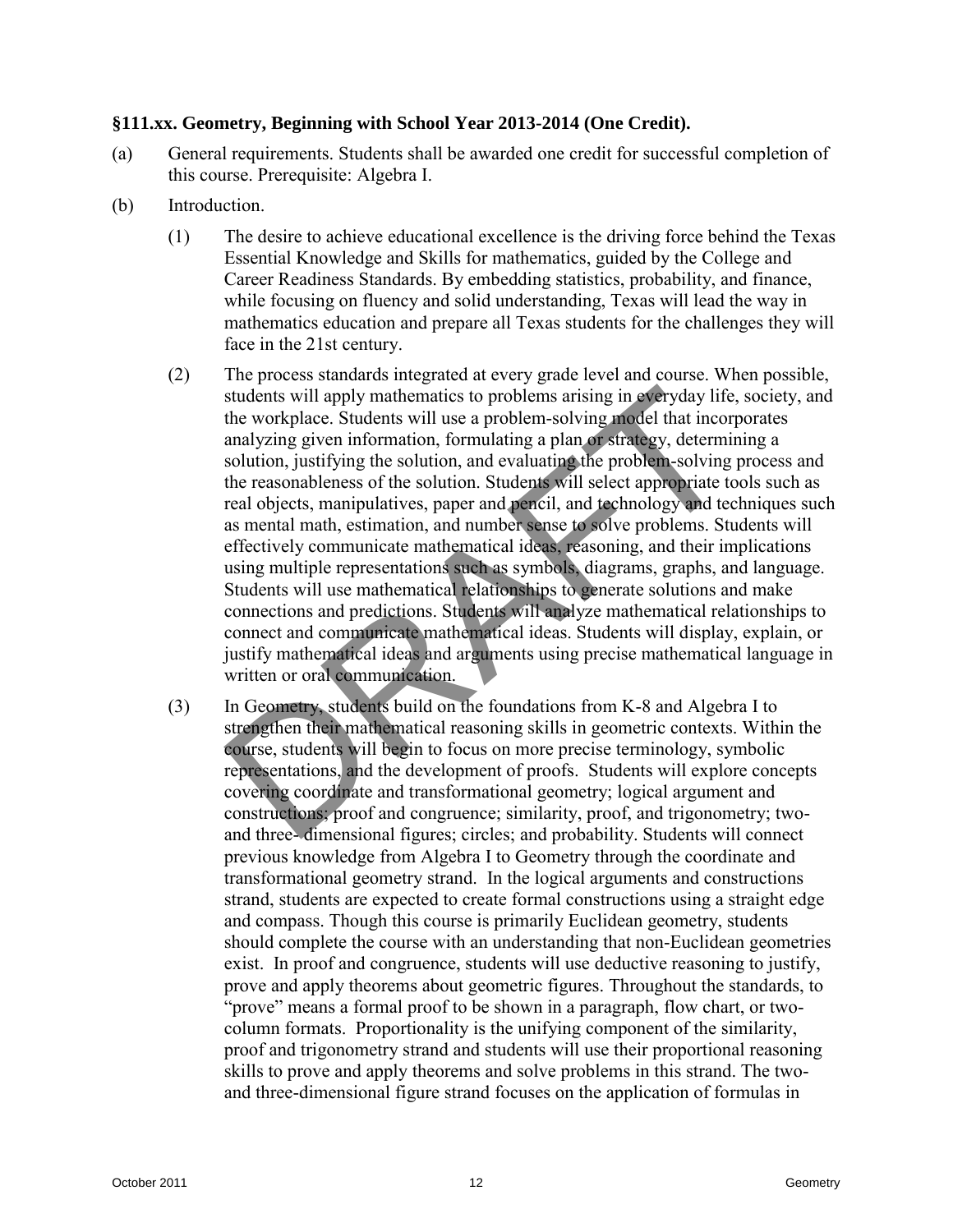**§111.xx. Geometry, Beginning with School Year 2013-2014 (One Credit).**

(a) General requirements. Students shall be awarded one credit for successful completion of this course. Prerequisite: Algebra I.

(b) Introduction.

(1) The desire to achieve educational excellence is the driving force behind the Texas Essential Knowledge and Skills for mathematics, guided by the College and Career Readiness Standards. By embedding statistics, probability, and finance, while focusing on fluency and solid understanding, Texas will lead the way in mathematics education and prepare all Texas students for the challenges they will face in the 21st century.

(2) The process standards integrated at every grade level and course. When possible, students will apply mathematics to problems arising in everyday life, society, and the workplace. Students will use a problem-solving model that incorporates analyzing given information, formulating a plan or strategy, determining a solution, justifying the solution, and evaluating the problem-solving process and the reasonableness of the solution. Students will select appropriate tools such as real objects, manipulatives, paper and pencil, and technology and techniques such as mental math, estimation, and number sense to solve problems. Students will effectively communicate mathematical ideas, reasoning, and their implications using multiple representations such as symbols, diagrams, graphs, and language. Students will use mathematical relationships to generate solutions and make connections and predictions. Students will analyze mathematical relationships to connect and communicate mathematical ideas. Students will display, explain, or justify mathematical ideas and arguments using precise mathematical language in written or oral communication.

(3) In Geometry, students build on the foundations from K-8 and Algebra I to strengthen their mathematical reasoning skills in geometric contexts. Within the course, students will begin to focus on more precise terminology, symbolic representations, and the development of proofs. Students will explore concepts covering coordinate and transformational geometry; logical argument and constructions; proof and congruence; similarity, proof, and trigonometry; two- and three- dimensional figures; circles; and probability. Students will connect previous knowledge from Algebra I to Geometry through the coordinate and transformational geometry strand. In the logical arguments and constructions strand, students are expected to create formal constructions using a straight edge and compass. Though this course is primarily Euclidean geometry, students should complete the course with an understanding that non-Euclidean geometries exist. In proof and congruence, students will use deductive reasoning to justify, prove and apply theorems about geometric figures. Throughout the standards, to "prove" means a formal proof to be shown in a paragraph, flow chart, or two-column formats. Proportionality is the unifying component of the similarity, proof and trigonometry strand and students will use their proportional reasoning skills to prove and apply theorems and solve problems in this strand. The two- and three-dimensional figure strand focuses on the application of formulas in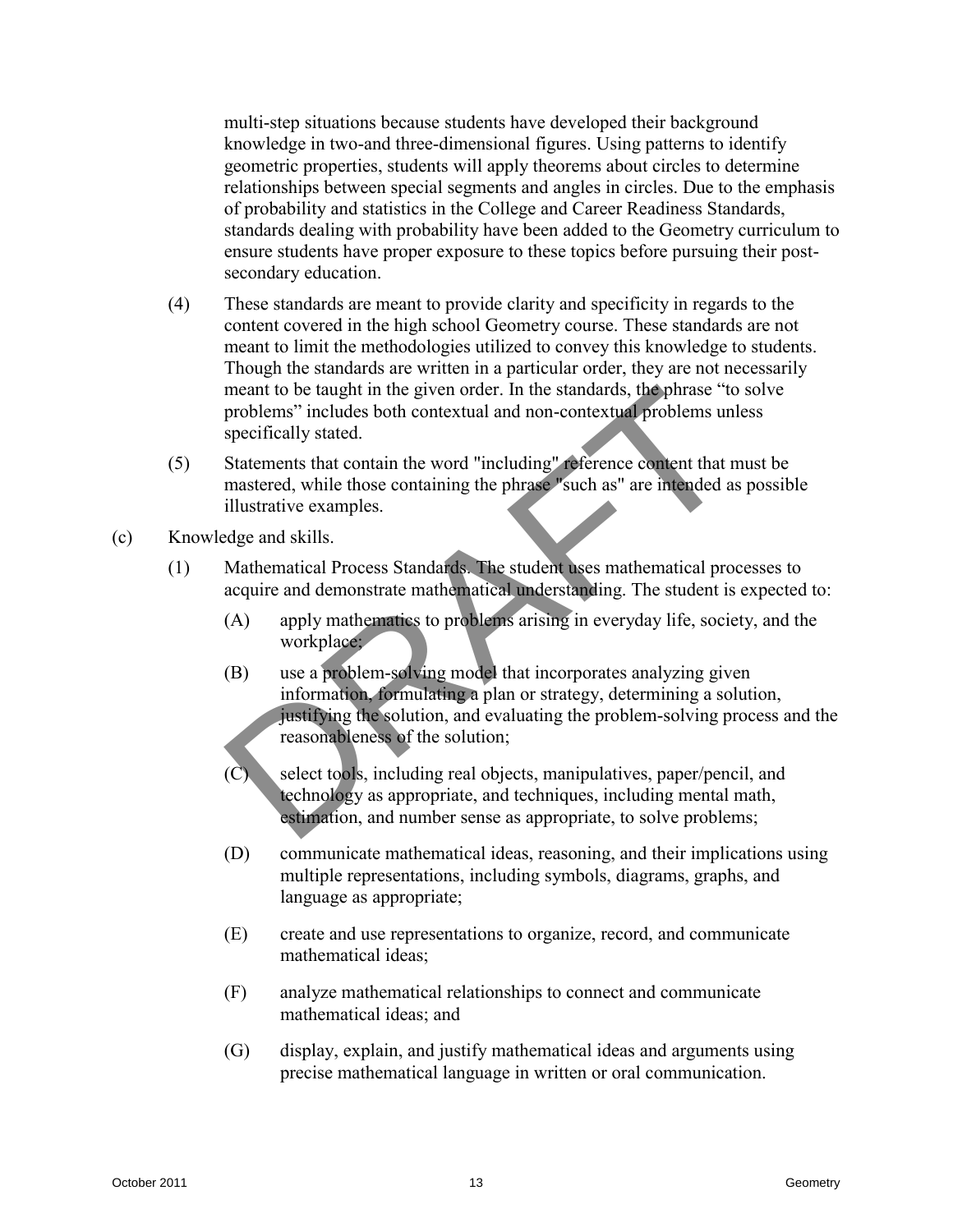multi-step situations because students have developed their background knowledge in two-and three-dimensional figures. Using patterns to identify geometric properties, students will apply theorems about circles to determine relationships between special segments and angles in circles. Due to the emphasis of probability and statistics in the College and Career Readiness Standards, standards dealing with probability have been added to the Geometry curriculum to ensure students have proper exposure to these topics before pursuing their post-secondary education.

(4) These standards are meant to provide clarity and specificity in regards to the content covered in the high school Geometry course. These standards are not meant to limit the methodologies utilized to convey this knowledge to students. Though the standards are written in a particular order, they are not necessarily meant to be taught in the given order. In the standards, the phrase "to solve problems" includes both contextual and non-contextual problems unless specifically stated.

(5) Statements that contain the word "including" reference content that must be mastered, while those containing the phrase "such as" are intended as possible illustrative examples.

(c) Knowledge and skills.

(1) Mathematical Process Standards. The student uses mathematical processes to acquire and demonstrate mathematical understanding. The student is expected to:

(A) apply mathematics to problems arising in everyday life, society, and the workplace;

(B) use a problem-solving model that incorporates analyzing given information, formulating a plan or strategy, determining a solution, justifying the solution, and evaluating the problem-solving process and the reasonableness of the solution;

(C) select tools, including real objects, manipulatives, paper/pencil, and technology as appropriate, and techniques, including mental math, estimation, and number sense as appropriate, to solve problems;

(D) communicate mathematical ideas, reasoning, and their implications using multiple representations, including symbols, diagrams, graphs, and language as appropriate;

(E) create and use representations to organize, record, and communicate mathematical ideas;

(F) analyze mathematical relationships to connect and communicate mathematical ideas; and

(G) display, explain, and justify mathematical ideas and arguments using precise mathematical language in written or oral communication.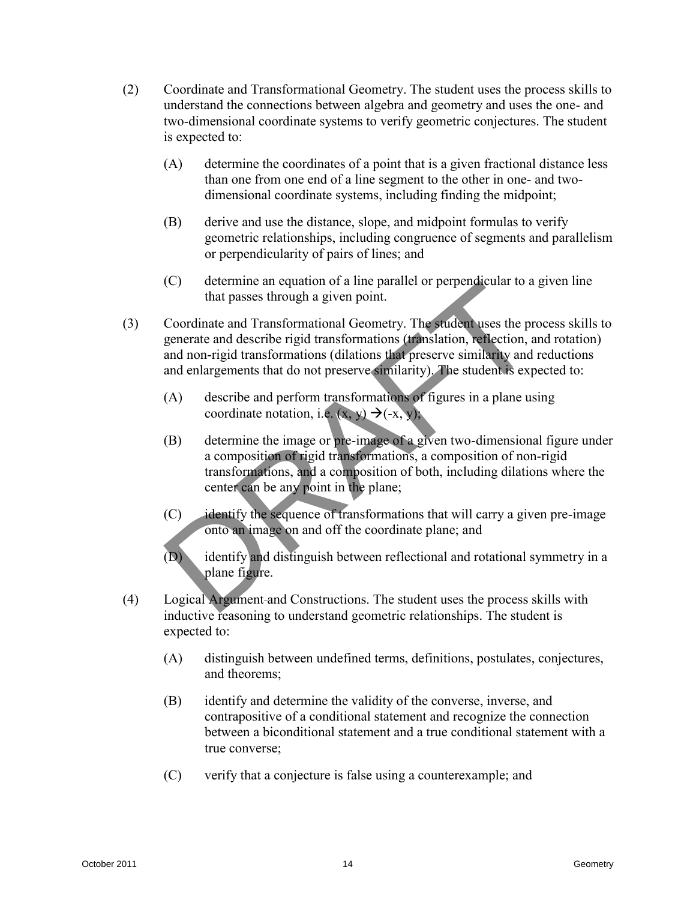(2) Coordinate and Transformational Geometry. The student uses the process skills to understand the connections between algebra and geometry and uses the one- and two-dimensional coordinate systems to verify geometric conjectures. The student is expected to:

- (A) determine the coordinates of a point that is a given fractional distance less than one from one end of a line segment to the other in one- and two-dimensional coordinate systems, including finding the midpoint;
- (B) derive and use the distance, slope, and midpoint formulas to verify geometric relationships, including congruence of segments and parallelism or perpendicularity of pairs of lines; and
- (C) determine an equation of a line parallel or perpendicular to a given line that passes through a given point.

(3) Coordinate and Transformational Geometry. The student uses the process skills to generate and describe rigid transformations (translation, reflection, and rotation) and non-rigid transformations (dilations that preserve similarity and reductions and enlargements that do not preserve similarity). The student is expected to:

- (A) describe and perform transformations of figures in a plane using coordinate notation, i.e. $(x, y) \rightarrow (-x, y)$;
- (B) determine the image or pre-image of a given two-dimensional figure under a composition of rigid transformations, a composition of non-rigid transformations, and a composition of both, including dilations where the center can be any point in the plane;
- (C) identify the sequence of transformations that will carry a given pre-image onto an image on and off the coordinate plane; and
- (D) identify and distinguish between reflectional and rotational symmetry in a plane figure.

(4) Logical Argument and Constructions. The student uses the process skills with inductive reasoning to understand geometric relationships. The student is expected to:

- (A) distinguish between undefined terms, definitions, postulates, conjectures, and theorems;
- (B) identify and determine the validity of the converse, inverse, and contrapositive of a conditional statement and recognize the connection between a biconditional statement and a true conditional statement with a true converse;
- (C) verify that a conjecture is false using a counterexample; and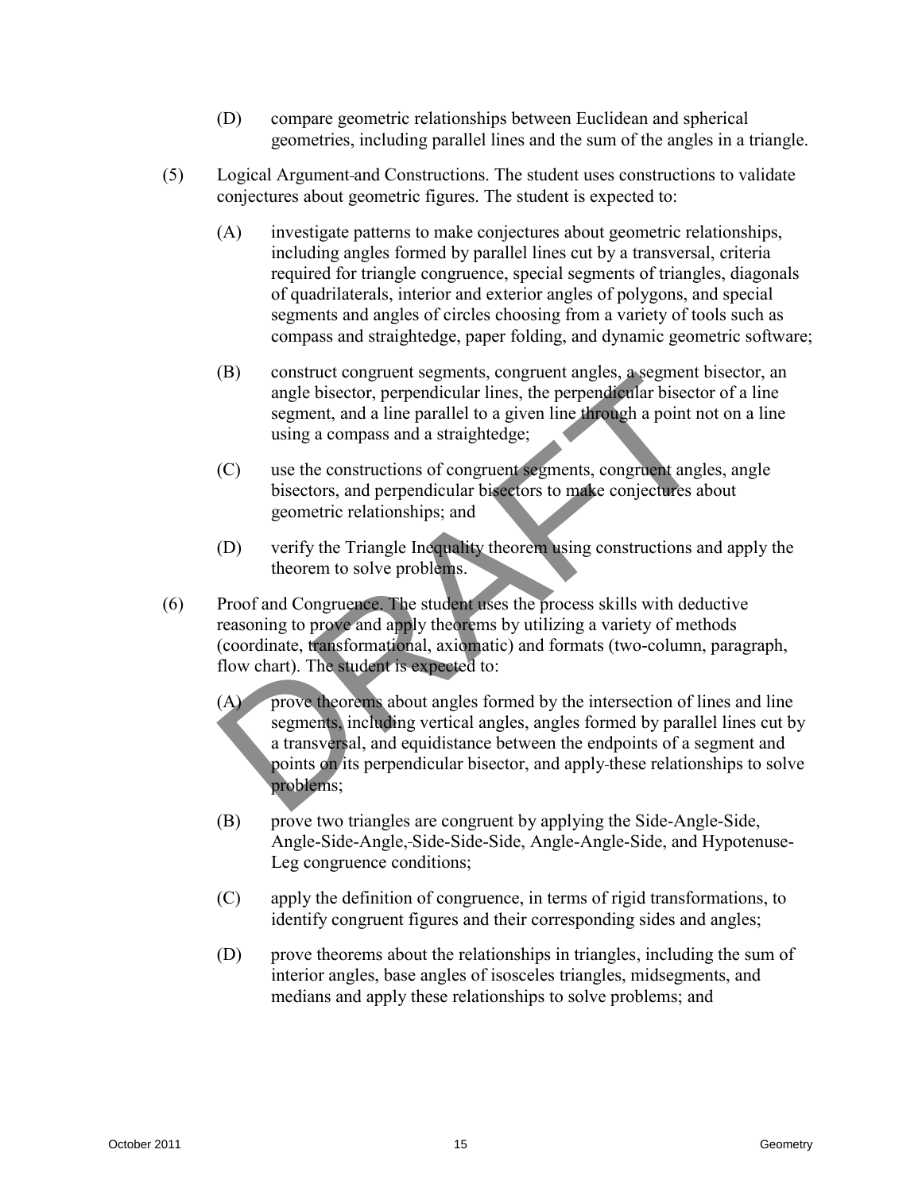(D) compare geometric relationships between Euclidean and spherical geometries, including parallel lines and the sum of the angles in a triangle.

(5) Logical Argument and Constructions. The student uses constructions to validate conjectures about geometric figures. The student is expected to:

(A) investigate patterns to make conjectures about geometric relationships, including angles formed by parallel lines cut by a transversal, criteria required for triangle congruence, special segments of triangles, diagonals of quadrilaterals, interior and exterior angles of polygons, and special segments and angles of circles choosing from a variety of tools such as compass and straightedge, paper folding, and dynamic geometric software;

(B) construct congruent segments, congruent angles, a segment bisector, an angle bisector, perpendicular lines, the perpendicular bisector of a line segment, and a line parallel to a given line through a point not on a line using a compass and a straightedge;

(C) use the constructions of congruent segments, congruent angles, angle bisectors, and perpendicular bisectors to make conjectures about geometric relationships; and

(D) verify the Triangle Inequality theorem using constructions and apply the theorem to solve problems.

(6) Proof and Congruence. The student uses the process skills with deductive reasoning to prove and apply theorems by utilizing a variety of methods (coordinate, transformational, axiomatic) and formats (two-column, paragraph, flow chart). The student is expected to:

(A) prove theorems about angles formed by the intersection of lines and line segments, including vertical angles, angles formed by parallel lines cut by a transversal, and equidistance between the endpoints of a segment and points on its perpendicular bisector, and apply these relationships to solve problems;

(B) prove two triangles are congruent by applying the Side-Angle-Side, Angle-Side-Angle, Side-Side-Side, Angle-Angle-Side, and Hypotenuse-Leg congruence conditions;

(C) apply the definition of congruence, in terms of rigid transformations, to identify congruent figures and their corresponding sides and angles;

(D) prove theorems about the relationships in triangles, including the sum of interior angles, base angles of isosceles triangles, midsegments, and medians and apply these relationships to solve problems; and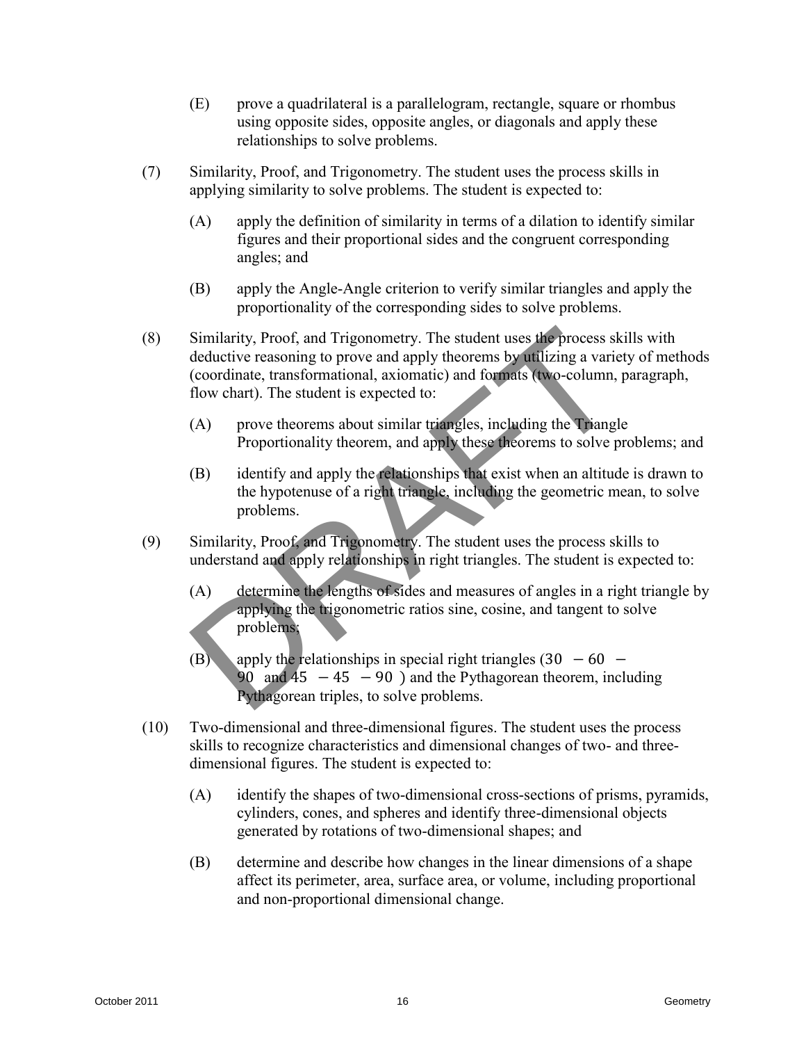(E) prove a quadrilateral is a parallelogram, rectangle, square or rhombus using opposite sides, opposite angles, or diagonals and apply these relationships to solve problems.

(7) Similarity, Proof, and Trigonometry. The student uses the process skills in applying similarity to solve problems. The student is expected to:

(A) apply the definition of similarity in terms of a dilation to identify similar figures and their proportional sides and the congruent corresponding angles; and

(B) apply the Angle-Angle criterion to verify similar triangles and apply the proportionality of the corresponding sides to solve problems.

(8) Similarity, Proof, and Trigonometry. The student uses the process skills with deductive reasoning to prove and apply theorems by utilizing a variety of methods (coordinate, transformational, axiomatic) and formats (two-column, paragraph, flow chart). The student is expected to:

(A) prove theorems about similar triangles, including the Triangle Proportionality theorem, and apply these theorems to solve problems; and

(B) identify and apply the relationships that exist when an altitude is drawn to the hypotenuse of a right triangle, including the geometric mean, to solve problems.

(9) Similarity, Proof, and Trigonometry. The student uses the process skills to understand and apply relationships in right triangles. The student is expected to:

(A) determine the lengths of sides and measures of angles in a right triangle by applying the trigonometric ratios sine, cosine, and tangent to solve problems;

(B) apply the relationships in special right triangles ($30 - 60 - 90$ and $45 - 45 - 90$) and the Pythagorean theorem, including Pythagorean triples, to solve problems.

(10) Two-dimensional and three-dimensional figures. The student uses the process skills to recognize characteristics and dimensional changes of two- and three-dimensional figures. The student is expected to:

(A) identify the shapes of two-dimensional cross-sections of prisms, pyramids, cylinders, cones, and spheres and identify three-dimensional objects generated by rotations of two-dimensional shapes; and

(B) determine and describe how changes in the linear dimensions of a shape affect its perimeter, area, surface area, or volume, including proportional and non-proportional dimensional change.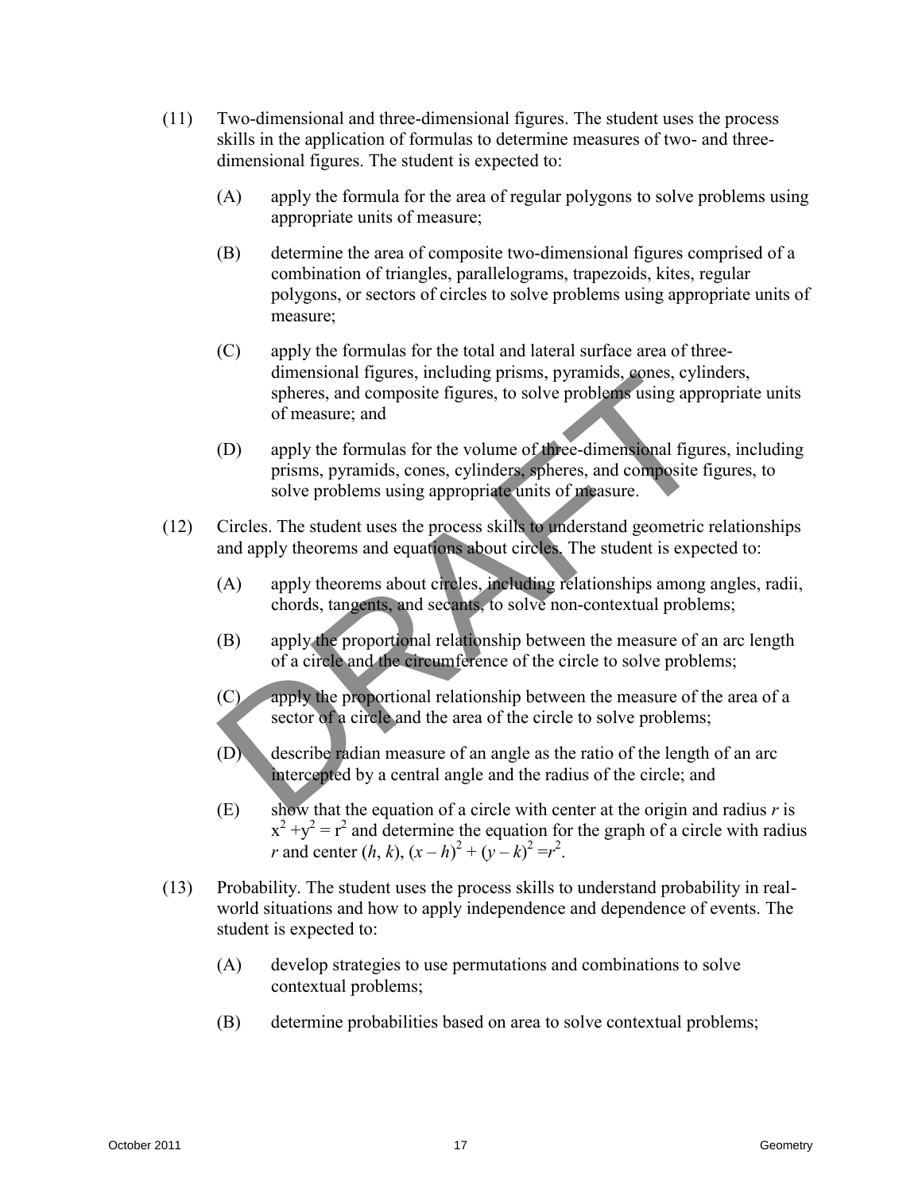(11) Two-dimensional and three-dimensional figures. The student uses the process skills in the application of formulas to determine measures of two- and three-dimensional figures. The student is expected to:

   (A) apply the formula for the area of regular polygons to solve problems using appropriate units of measure;

   (B) determine the area of composite two-dimensional figures comprised of a combination of triangles, parallelograms, trapezoids, kites, regular polygons, or sectors of circles to solve problems using appropriate units of measure;

   (C) apply the formulas for the total and lateral surface area of three-dimensional figures, including prisms, pyramids, cones, cylinders, spheres, and composite figures, to solve problems using appropriate units of measure; and

   (D) apply the formulas for the volume of three-dimensional figures, including prisms, pyramids, cones, cylinders, spheres, and composite figures, to solve problems using appropriate units of measure.

(12) Circles. The student uses the process skills to understand geometric relationships and apply theorems and equations about circles. The student is expected to:

   (A) apply theorems about circles, including relationships among angles, radii, chords, tangents, and secants, to solve non-contextual problems;

   (B) apply the proportional relationship between the measure of an arc length of a circle and the circumference of the circle to solve problems;

   (C) apply the proportional relationship between the measure of the area of a sector of a circle and the area of the circle to solve problems;

   (D) describe radian measure of an angle as the ratio of the length of an arc intercepted by a central angle and the radius of the circle; and

   (E) show that the equation of a circle with center at the origin and radius $r$ is $x^2 + y^2 = r^2$ and determine the equation for the graph of a circle with radius $r$ and center $(h, k)$, $(x - h)^2 + (y - k)^2 = r^2$.

(13) Probability. The student uses the process skills to understand probability in real-world situations and how to apply independence and dependence of events. The student is expected to:

   (A) develop strategies to use permutations and combinations to solve contextual problems;

   (B) determine probabilities based on area to solve contextual problems;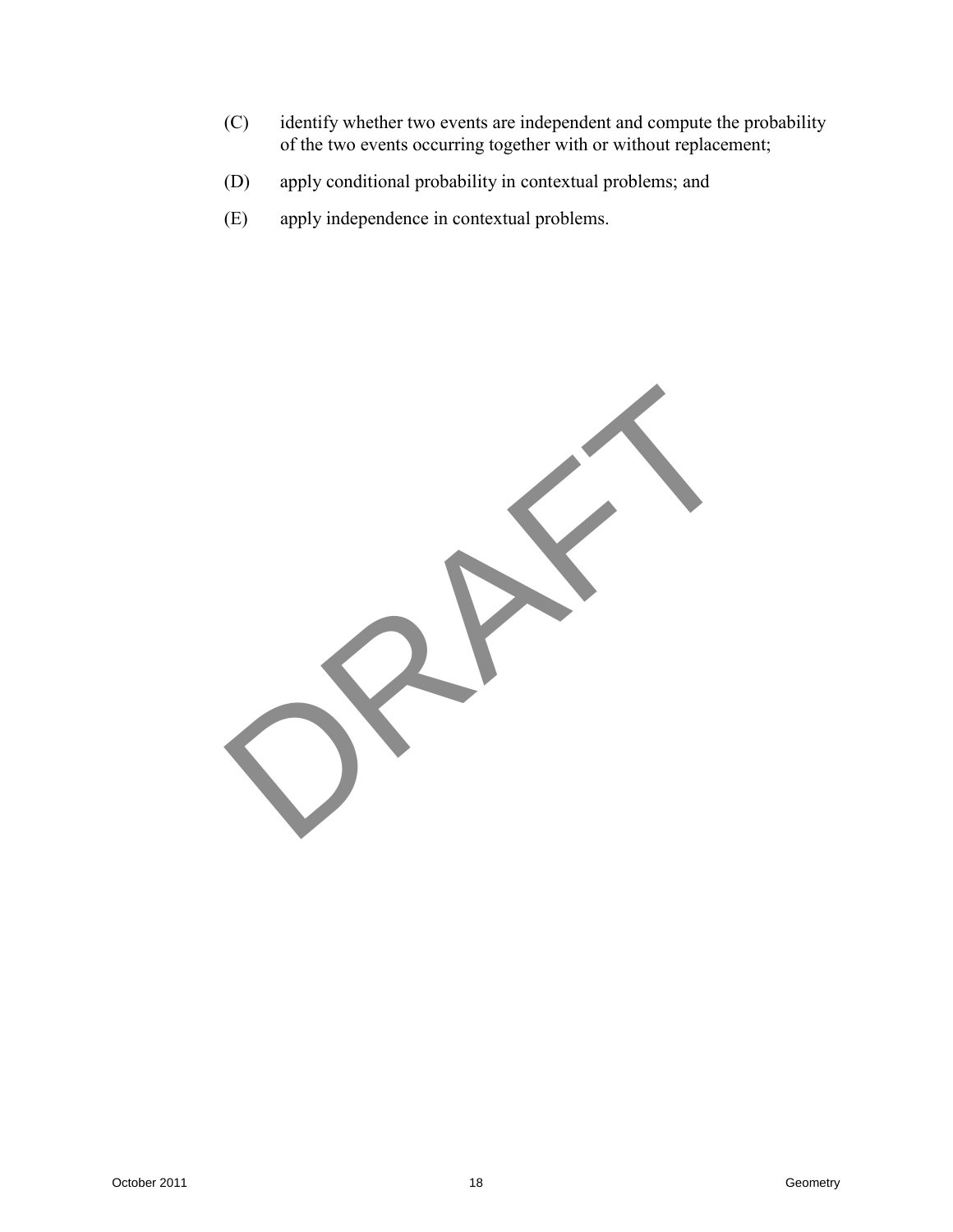(C) identify whether two events are independent and compute the probability of the two events occurring together with or without replacement;

(D) apply conditional probability in contextual problems; and

(E) apply independence in contextual problems.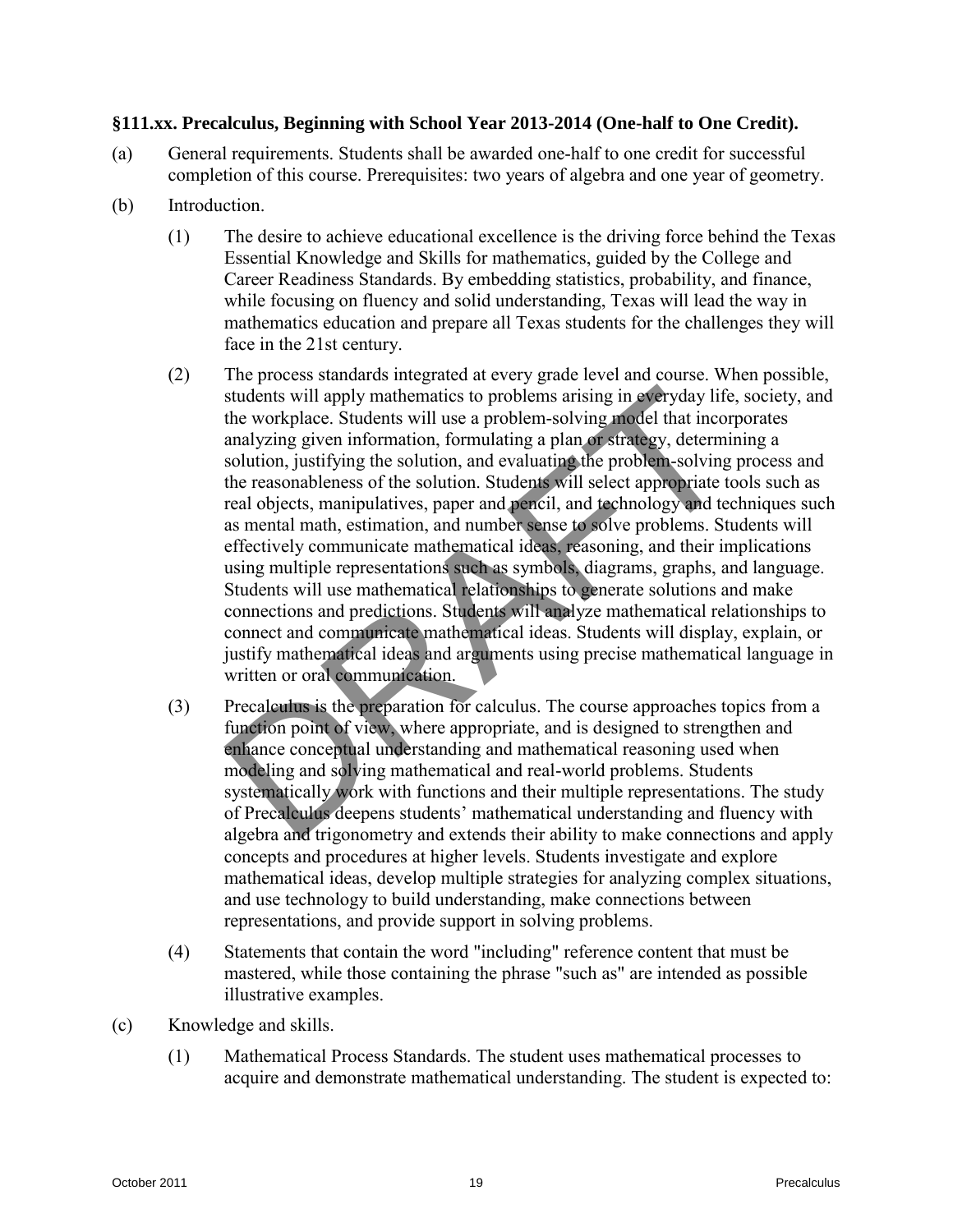**§111.xx. Precalculus, Beginning with School Year 2013-2014 (One-half to One Credit).**

(a) General requirements. Students shall be awarded one-half to one credit for successful completion of this course. Prerequisites: two years of algebra and one year of geometry.

(b) Introduction.

(1) The desire to achieve educational excellence is the driving force behind the Texas Essential Knowledge and Skills for mathematics, guided by the College and Career Readiness Standards. By embedding statistics, probability, and finance, while focusing on fluency and solid understanding, Texas will lead the way in mathematics education and prepare all Texas students for the challenges they will face in the 21st century.

(2) The process standards integrated at every grade level and course. When possible, students will apply mathematics to problems arising in everyday life, society, and the workplace. Students will use a problem-solving model that incorporates analyzing given information, formulating a plan or strategy, determining a solution, justifying the solution, and evaluating the problem-solving process and the reasonableness of the solution. Students will select appropriate tools such as real objects, manipulatives, paper and pencil, and technology and techniques such as mental math, estimation, and number sense to solve problems. Students will effectively communicate mathematical ideas, reasoning, and their implications using multiple representations such as symbols, diagrams, graphs, and language. Students will use mathematical relationships to generate solutions and make connections and predictions. Students will analyze mathematical relationships to connect and communicate mathematical ideas. Students will display, explain, or justify mathematical ideas and arguments using precise mathematical language in written or oral communication.

(3) Precalculus is the preparation for calculus. The course approaches topics from a function point of view, where appropriate, and is designed to strengthen and enhance conceptual understanding and mathematical reasoning used when modeling and solving mathematical and real-world problems. Students systematically work with functions and their multiple representations. The study of Precalculus deepens students' mathematical understanding and fluency with algebra and trigonometry and extends their ability to make connections and apply concepts and procedures at higher levels. Students investigate and explore mathematical ideas, develop multiple strategies for analyzing complex situations, and use technology to build understanding, make connections between representations, and provide support in solving problems.

(4) Statements that contain the word "including" reference content that must be mastered, while those containing the phrase "such as" are intended as possible illustrative examples.

(c) Knowledge and skills.

(1) Mathematical Process Standards. The student uses mathematical processes to acquire and demonstrate mathematical understanding. The student is expected to: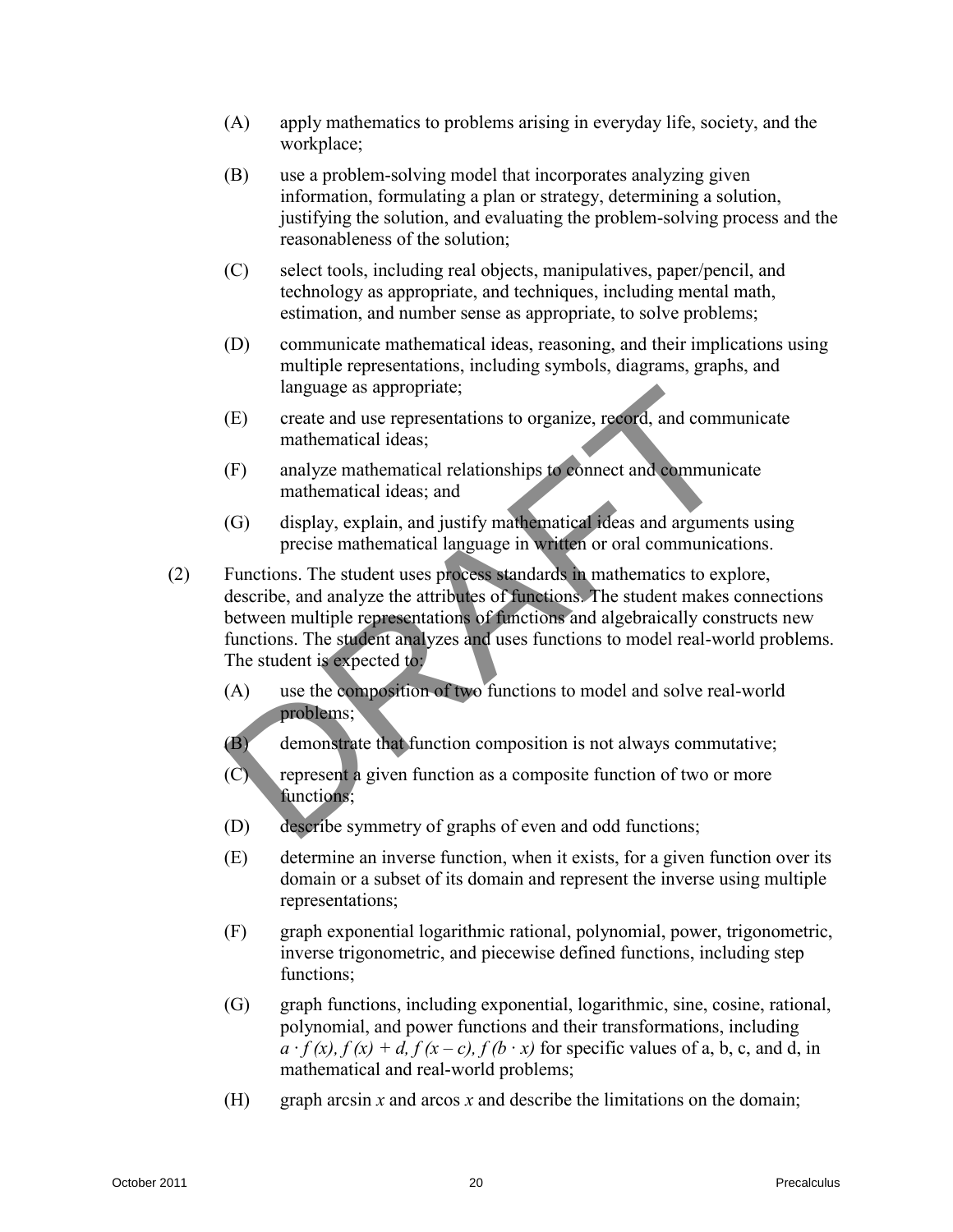(A) apply mathematics to problems arising in everyday life, society, and the workplace;

(B) use a problem-solving model that incorporates analyzing given information, formulating a plan or strategy, determining a solution, justifying the solution, and evaluating the problem-solving process and the reasonableness of the solution;

(C) select tools, including real objects, manipulatives, paper/pencil, and technology as appropriate, and techniques, including mental math, estimation, and number sense as appropriate, to solve problems;

(D) communicate mathematical ideas, reasoning, and their implications using multiple representations, including symbols, diagrams, graphs, and language as appropriate;

(E) create and use representations to organize, record, and communicate mathematical ideas;

(F) analyze mathematical relationships to connect and communicate mathematical ideas; and

(G) display, explain, and justify mathematical ideas and arguments using precise mathematical language in written or oral communications.

(2) Functions. The student uses process standards in mathematics to explore, describe, and analyze the attributes of functions. The student makes connections between multiple representations of functions and algebraically constructs new functions. The student analyzes and uses functions to model real-world problems. The student is expected to:

(A) use the composition of two functions to model and solve real-world problems;

(B) demonstrate that function composition is not always commutative;

(C) represent a given function as a composite function of two or more functions;

(D) describe symmetry of graphs of even and odd functions;

(E) determine an inverse function, when it exists, for a given function over its domain or a subset of its domain and represent the inverse using multiple representations;

(F) graph exponential logarithmic rational, polynomial, power, trigonometric, inverse trigonometric, and piecewise defined functions, including step functions;

(G) graph functions, including exponential, logarithmic, sine, cosine, rational, polynomial, and power functions and their transformations, including $a \cdot f(x)$, $f(x) + d$, $f(x - c)$, $f(b \cdot x)$ for specific values of a, b, c, and d, in mathematical and real-world problems;

(H) graph arcsin $x$ and arcos $x$ and describe the limitations on the domain;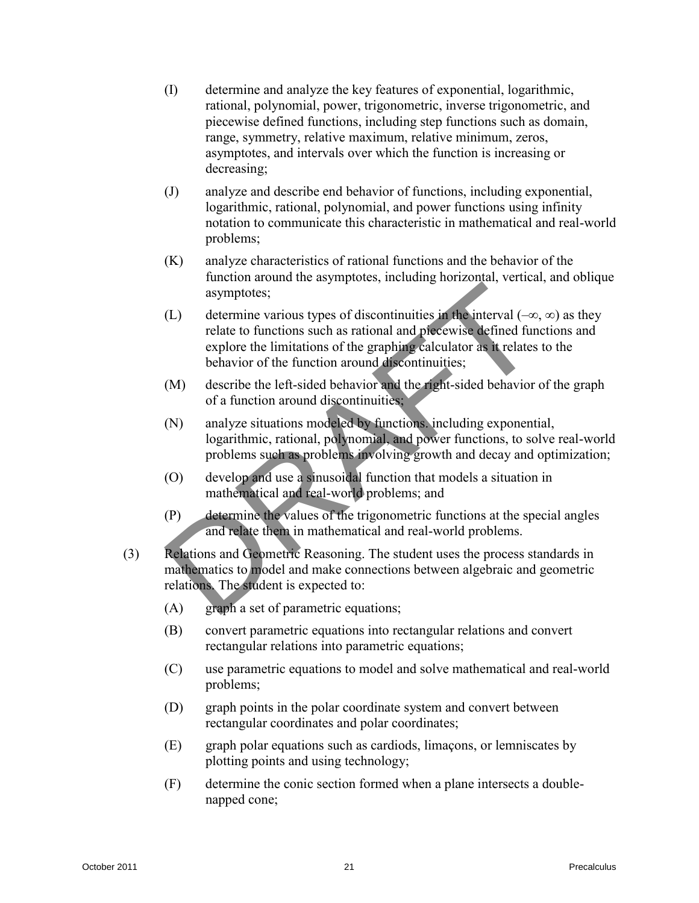(I) determine and analyze the key features of exponential, logarithmic, rational, polynomial, power, trigonometric, inverse trigonometric, and piecewise defined functions, including step functions such as domain, range, symmetry, relative maximum, relative minimum, zeros, asymptotes, and intervals over which the function is increasing or decreasing;

(J) analyze and describe end behavior of functions, including exponential, logarithmic, rational, polynomial, and power functions using infinity notation to communicate this characteristic in mathematical and real-world problems;

(K) analyze characteristics of rational functions and the behavior of the function around the asymptotes, including horizontal, vertical, and oblique asymptotes;

(L) determine various types of discontinuities in the interval $(-\infty, \infty)$ as they relate to functions such as rational and piecewise defined functions and explore the limitations of the graphing calculator as it relates to the behavior of the function around discontinuities;

(M) describe the left-sided behavior and the right-sided behavior of the graph of a function around discontinuities;

(N) analyze situations modeled by functions. including exponential, logarithmic, rational, polynomial, and power functions, to solve real-world problems such as problems involving growth and decay and optimization;

(O) develop and use a sinusoidal function that models a situation in mathematical and real-world problems; and

(P) determine the values of the trigonometric functions at the special angles and relate them in mathematical and real-world problems.

(3) Relations and Geometric Reasoning. The student uses the process standards in mathematics to model and make connections between algebraic and geometric relations. The student is expected to:

(A) graph a set of parametric equations;

(B) convert parametric equations into rectangular relations and convert rectangular relations into parametric equations;

(C) use parametric equations to model and solve mathematical and real-world problems;

(D) graph points in the polar coordinate system and convert between rectangular coordinates and polar coordinates;

(E) graph polar equations such as cardiods, limaçons, or lemniscates by plotting points and using technology;

(F) determine the conic section formed when a plane intersects a double-napped cone;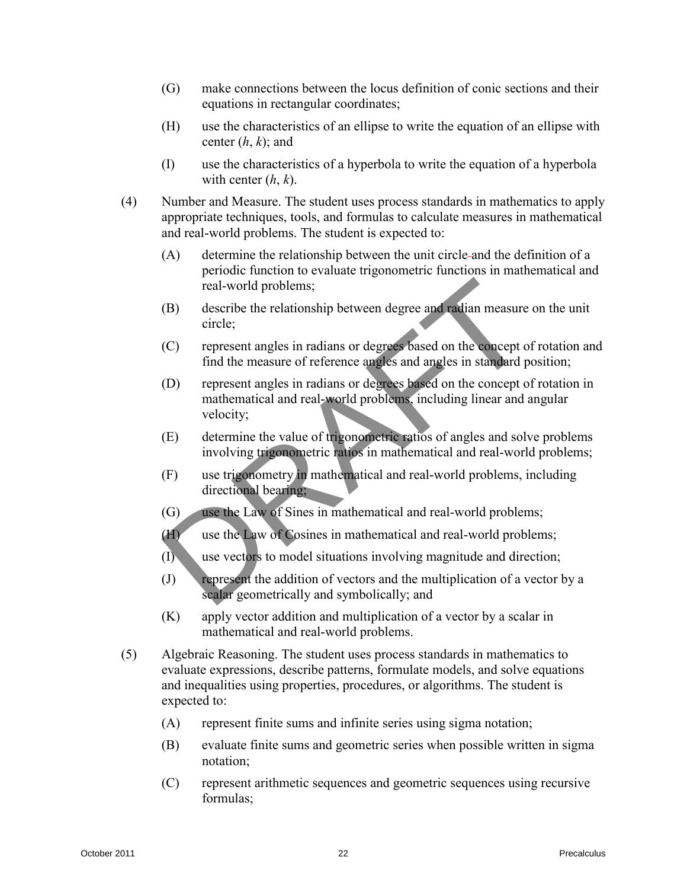(G) make connections between the locus definition of conic sections and their equations in rectangular coordinates;

(H) use the characteristics of an ellipse to write the equation of an ellipse with center $(h, k)$; and

(I) use the characteristics of a hyperbola to write the equation of a hyperbola with center $(h, k)$.

(4) Number and Measure. The student uses process standards in mathematics to apply appropriate techniques, tools, and formulas to calculate measures in mathematical and real-world problems. The student is expected to:

(A) determine the relationship between the unit circle and the definition of a periodic function to evaluate trigonometric functions in mathematical and real-world problems;

(B) describe the relationship between degree and radian measure on the unit circle;

(C) represent angles in radians or degrees based on the concept of rotation and find the measure of reference angles and angles in standard position;

(D) represent angles in radians or degrees based on the concept of rotation in mathematical and real-world problems, including linear and angular velocity;

(E) determine the value of trigonometric ratios of angles and solve problems involving trigonometric ratios in mathematical and real-world problems;

(F) use trigonometry in mathematical and real-world problems, including directional bearing;

(G) use the Law of Sines in mathematical and real-world problems;

(H) use the Law of Cosines in mathematical and real-world problems;

(I) use vectors to model situations involving magnitude and direction;

(J) represent the addition of vectors and the multiplication of a vector by a scalar geometrically and symbolically; and

(K) apply vector addition and multiplication of a vector by a scalar in mathematical and real-world problems.

(5) Algebraic Reasoning. The student uses process standards in mathematics to evaluate expressions, describe patterns, formulate models, and solve equations and inequalities using properties, procedures, or algorithms. The student is expected to:

(A) represent finite sums and infinite series using sigma notation;

(B) evaluate finite sums and geometric series when possible written in sigma notation;

(C) represent arithmetic sequences and geometric sequences using recursive formulas;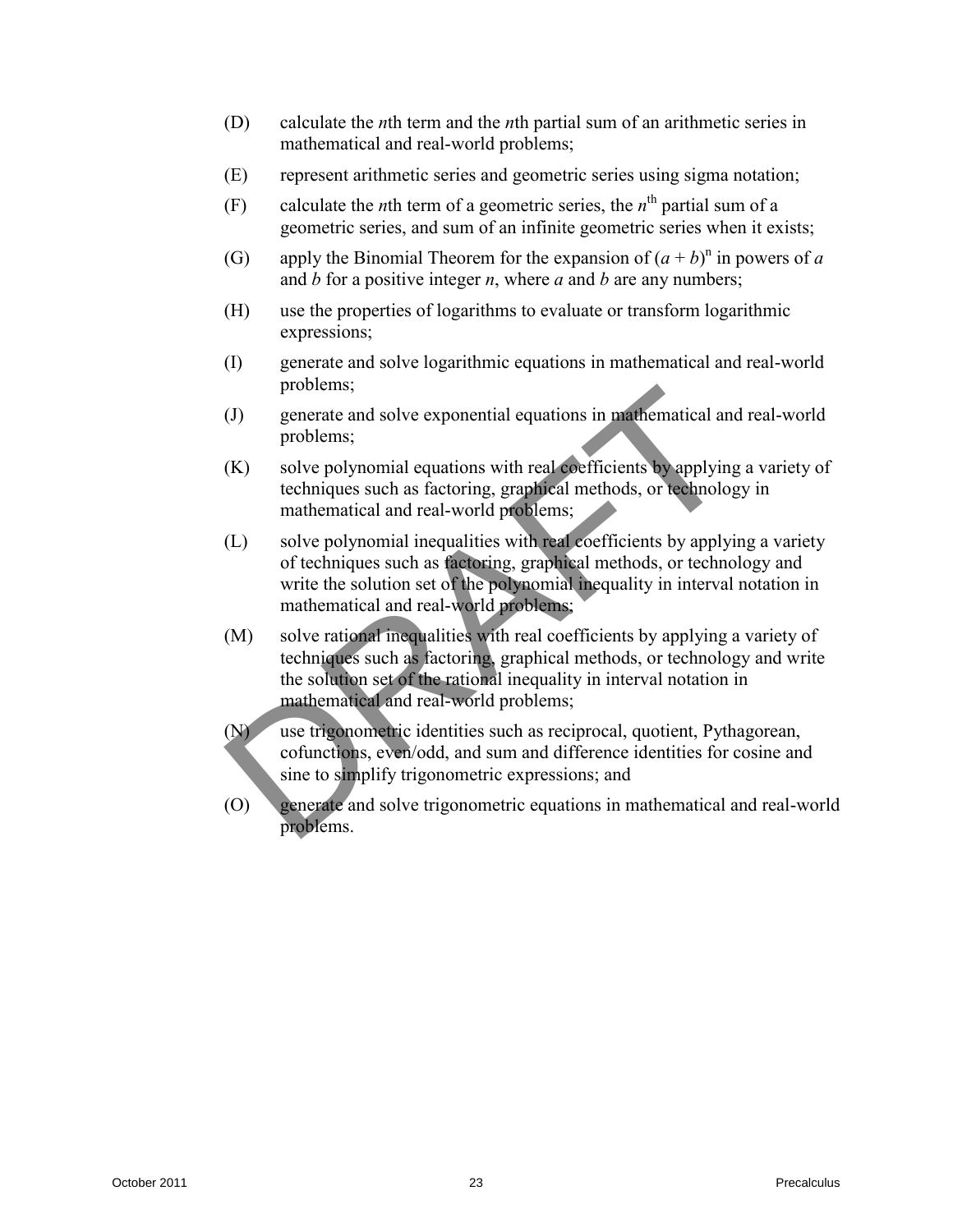(D) calculate the $n$th term and the $n$th partial sum of an arithmetic series in mathematical and real-world problems;

(E) represent arithmetic series and geometric series using sigma notation;

(F) calculate the $n$th term of a geometric series, the $n^{th}$ partial sum of a geometric series, and sum of an infinite geometric series when it exists;

(G) apply the Binomial Theorem for the expansion of $(a + b)^n$ in powers of $a$ and $b$ for a positive integer $n$, where $a$ and $b$ are any numbers;

(H) use the properties of logarithms to evaluate or transform logarithmic expressions;

(I) generate and solve logarithmic equations in mathematical and real-world problems;

(J) generate and solve exponential equations in mathematical and real-world problems;

(K) solve polynomial equations with real coefficients by applying a variety of techniques such as factoring, graphical methods, or technology in mathematical and real-world problems;

(L) solve polynomial inequalities with real coefficients by applying a variety of techniques such as factoring, graphical methods, or technology and write the solution set of the polynomial inequality in interval notation in mathematical and real-world problems;

(M) solve rational inequalities with real coefficients by applying a variety of techniques such as factoring, graphical methods, or technology and write the solution set of the rational inequality in interval notation in mathematical and real-world problems;

(N) use trigonometric identities such as reciprocal, quotient, Pythagorean, cofunctions, even/odd, and sum and difference identities for cosine and sine to simplify trigonometric expressions; and

(O) generate and solve trigonometric equations in mathematical and real-world problems.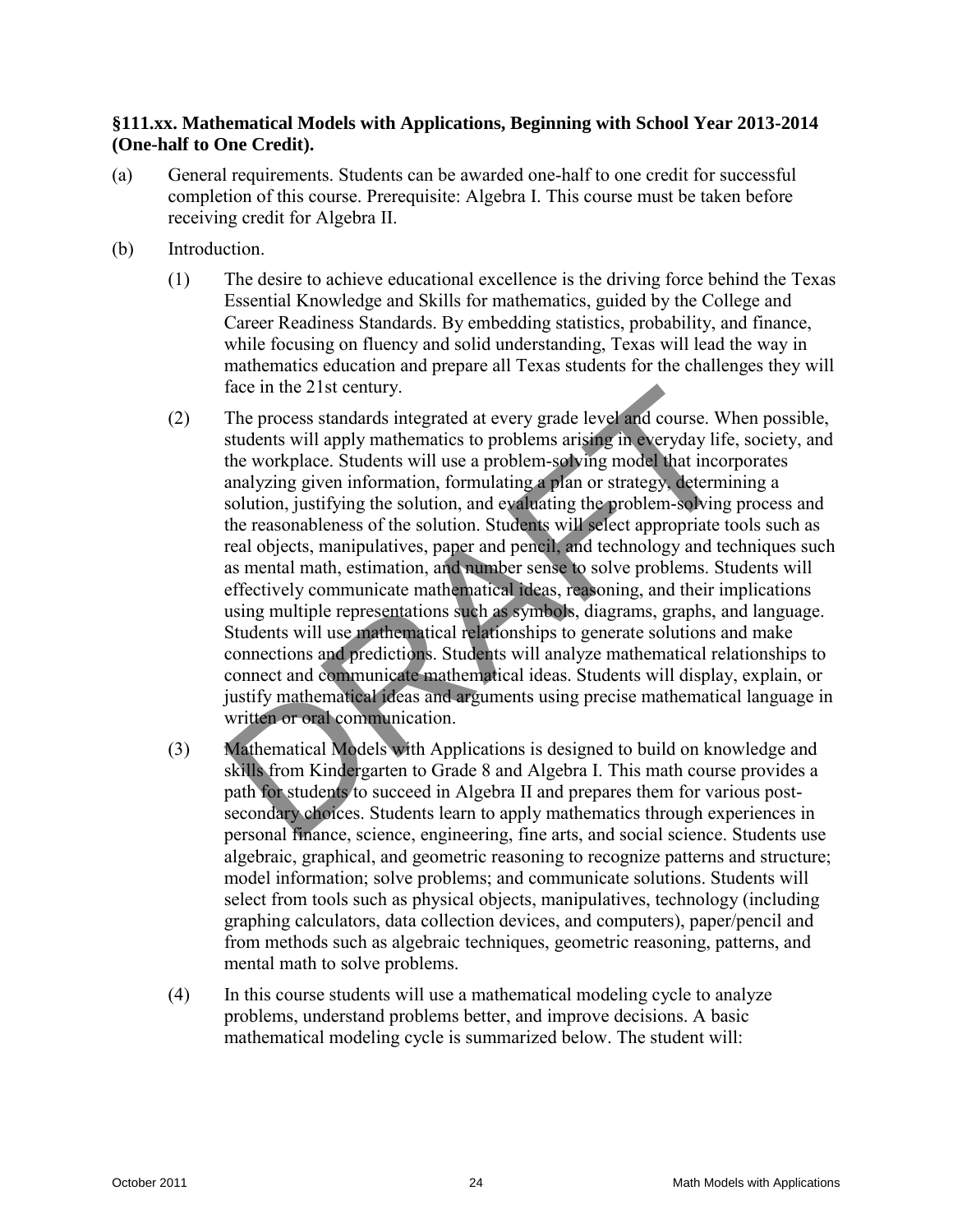**§111.xx. Mathematical Models with Applications, Beginning with School Year 2013-2014 (One-half to One Credit).**

(a) General requirements. Students can be awarded one-half to one credit for successful completion of this course. Prerequisite: Algebra I. This course must be taken before receiving credit for Algebra II.

(b) Introduction.

(1) The desire to achieve educational excellence is the driving force behind the Texas Essential Knowledge and Skills for mathematics, guided by the College and Career Readiness Standards. By embedding statistics, probability, and finance, while focusing on fluency and solid understanding, Texas will lead the way in mathematics education and prepare all Texas students for the challenges they will face in the 21st century.

(2) The process standards integrated at every grade level and course. When possible, students will apply mathematics to problems arising in everyday life, society, and the workplace. Students will use a problem-solving model that incorporates analyzing given information, formulating a plan or strategy, determining a solution, justifying the solution, and evaluating the problem-solving process and the reasonableness of the solution. Students will select appropriate tools such as real objects, manipulatives, paper and pencil, and technology and techniques such as mental math, estimation, and number sense to solve problems. Students will effectively communicate mathematical ideas, reasoning, and their implications using multiple representations such as symbols, diagrams, graphs, and language. Students will use mathematical relationships to generate solutions and make connections and predictions. Students will analyze mathematical relationships to connect and communicate mathematical ideas. Students will display, explain, or justify mathematical ideas and arguments using precise mathematical language in written or oral communication.

(3) Mathematical Models with Applications is designed to build on knowledge and skills from Kindergarten to Grade 8 and Algebra I. This math course provides a path for students to succeed in Algebra II and prepares them for various post-secondary choices. Students learn to apply mathematics through experiences in personal finance, science, engineering, fine arts, and social science. Students use algebraic, graphical, and geometric reasoning to recognize patterns and structure; model information; solve problems; and communicate solutions. Students will select from tools such as physical objects, manipulatives, technology (including graphing calculators, data collection devices, and computers), paper/pencil and from methods such as algebraic techniques, geometric reasoning, patterns, and mental math to solve problems.

(4) In this course students will use a mathematical modeling cycle to analyze problems, understand problems better, and improve decisions. A basic mathematical modeling cycle is summarized below. The student will: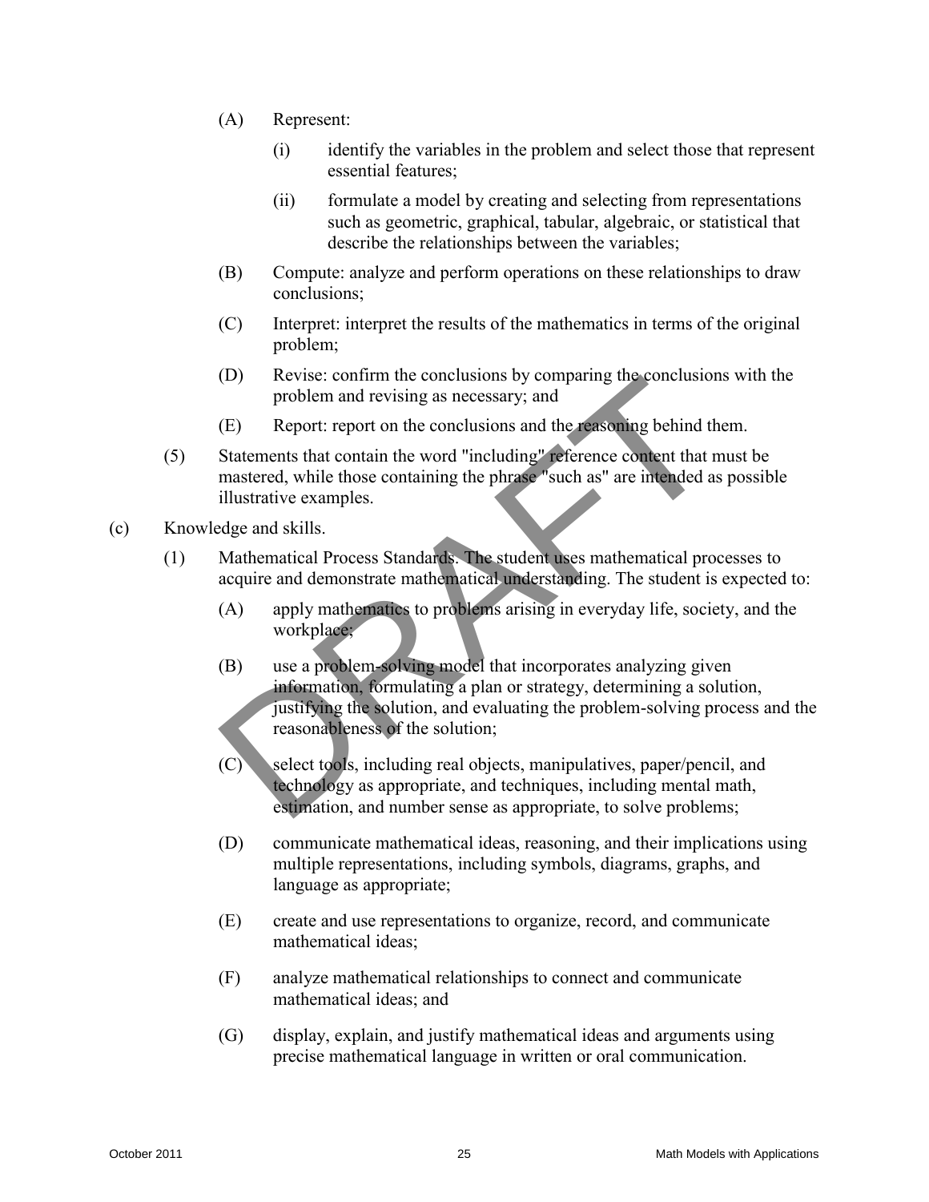(A) Represent:

(i) identify the variables in the problem and select those that represent essential features;

(ii) formulate a model by creating and selecting from representations such as geometric, graphical, tabular, algebraic, or statistical that describe the relationships between the variables;

(B) Compute: analyze and perform operations on these relationships to draw conclusions;

(C) Interpret: interpret the results of the mathematics in terms of the original problem;

(D) Revise: confirm the conclusions by comparing the conclusions with the problem and revising as necessary; and

(E) Report: report on the conclusions and the reasoning behind them.

(5) Statements that contain the word "including" reference content that must be mastered, while those containing the phrase "such as" are intended as possible illustrative examples.

(c) Knowledge and skills.

(1) Mathematical Process Standards. The student uses mathematical processes to acquire and demonstrate mathematical understanding. The student is expected to:

(A) apply mathematics to problems arising in everyday life, society, and the workplace;

(B) use a problem-solving model that incorporates analyzing given information, formulating a plan or strategy, determining a solution, justifying the solution, and evaluating the problem-solving process and the reasonableness of the solution;

(C) select tools, including real objects, manipulatives, paper/pencil, and technology as appropriate, and techniques, including mental math, estimation, and number sense as appropriate, to solve problems;

(D) communicate mathematical ideas, reasoning, and their implications using multiple representations, including symbols, diagrams, graphs, and language as appropriate;

(E) create and use representations to organize, record, and communicate mathematical ideas;

(F) analyze mathematical relationships to connect and communicate mathematical ideas; and

(G) display, explain, and justify mathematical ideas and arguments using precise mathematical language in written or oral communication.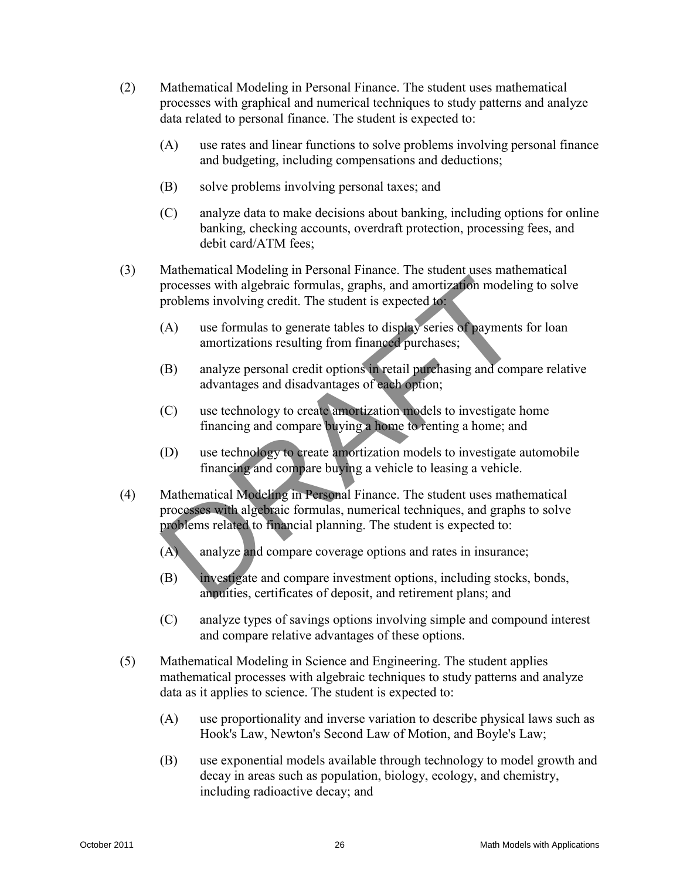(2) Mathematical Modeling in Personal Finance. The student uses mathematical processes with graphical and numerical techniques to study patterns and analyze data related to personal finance. The student is expected to:

   (A) use rates and linear functions to solve problems involving personal finance and budgeting, including compensations and deductions;

   (B) solve problems involving personal taxes; and

   (C) analyze data to make decisions about banking, including options for online banking, checking accounts, overdraft protection, processing fees, and debit card/ATM fees;

(3) Mathematical Modeling in Personal Finance. The student uses mathematical processes with algebraic formulas, graphs, and amortization modeling to solve problems involving credit. The student is expected to:

   (A) use formulas to generate tables to display series of payments for loan amortizations resulting from financed purchases;

   (B) analyze personal credit options in retail purchasing and compare relative advantages and disadvantages of each option;

   (C) use technology to create amortization models to investigate home financing and compare buying a home to renting a home; and

   (D) use technology to create amortization models to investigate automobile financing and compare buying a vehicle to leasing a vehicle.

(4) Mathematical Modeling in Personal Finance. The student uses mathematical processes with algebraic formulas, numerical techniques, and graphs to solve problems related to financial planning. The student is expected to:

   (A) analyze and compare coverage options and rates in insurance;

   (B) investigate and compare investment options, including stocks, bonds, annuities, certificates of deposit, and retirement plans; and

   (C) analyze types of savings options involving simple and compound interest and compare relative advantages of these options.

(5) Mathematical Modeling in Science and Engineering. The student applies mathematical processes with algebraic techniques to study patterns and analyze data as it applies to science. The student is expected to:

   (A) use proportionality and inverse variation to describe physical laws such as Hook's Law, Newton's Second Law of Motion, and Boyle's Law;

   (B) use exponential models available through technology to model growth and decay in areas such as population, biology, ecology, and chemistry, including radioactive decay; and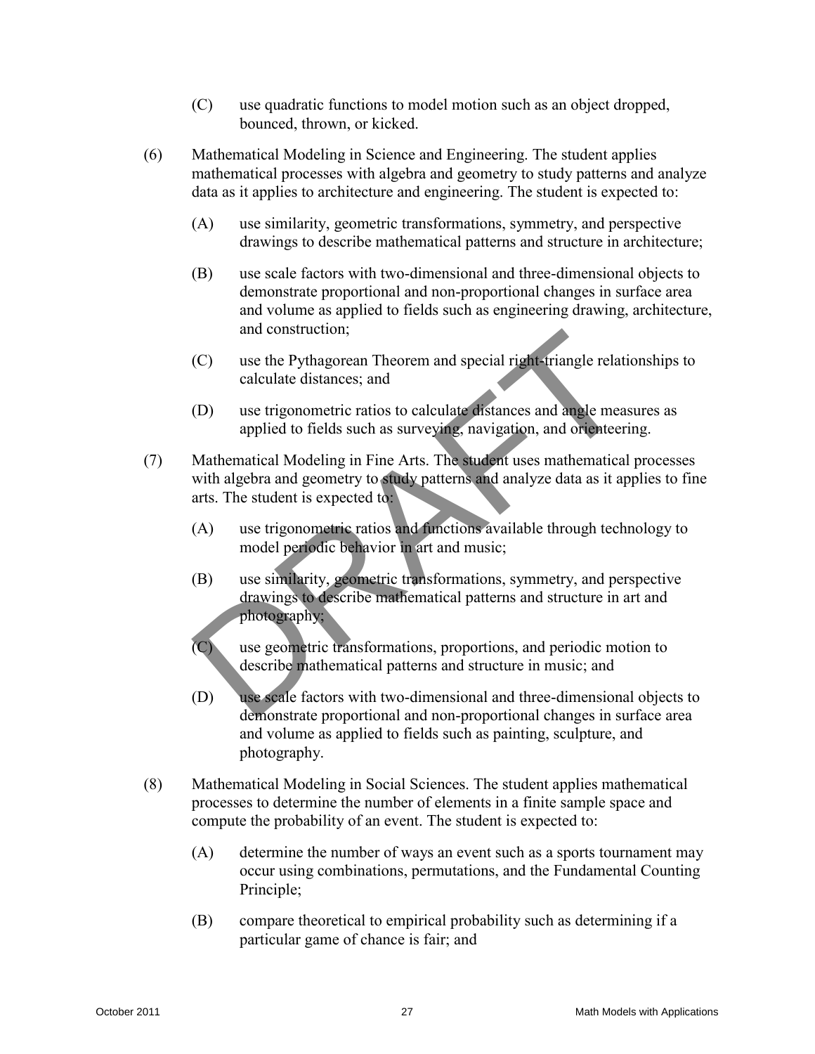(C) use quadratic functions to model motion such as an object dropped, bounced, thrown, or kicked.

(6) Mathematical Modeling in Science and Engineering. The student applies mathematical processes with algebra and geometry to study patterns and analyze data as it applies to architecture and engineering. The student is expected to:

(A) use similarity, geometric transformations, symmetry, and perspective drawings to describe mathematical patterns and structure in architecture;

(B) use scale factors with two-dimensional and three-dimensional objects to demonstrate proportional and non-proportional changes in surface area and volume as applied to fields such as engineering drawing, architecture, and construction;

(C) use the Pythagorean Theorem and special right-triangle relationships to calculate distances; and

(D) use trigonometric ratios to calculate distances and angle measures as applied to fields such as surveying, navigation, and orienteering.

(7) Mathematical Modeling in Fine Arts. The student uses mathematical processes with algebra and geometry to study patterns and analyze data as it applies to fine arts. The student is expected to:

(A) use trigonometric ratios and functions available through technology to model periodic behavior in art and music;

(B) use similarity, geometric transformations, symmetry, and perspective drawings to describe mathematical patterns and structure in art and photography;

(C) use geometric transformations, proportions, and periodic motion to describe mathematical patterns and structure in music; and

(D) use scale factors with two-dimensional and three-dimensional objects to demonstrate proportional and non-proportional changes in surface area and volume as applied to fields such as painting, sculpture, and photography.

(8) Mathematical Modeling in Social Sciences. The student applies mathematical processes to determine the number of elements in a finite sample space and compute the probability of an event. The student is expected to:

(A) determine the number of ways an event such as a sports tournament may occur using combinations, permutations, and the Fundamental Counting Principle;

(B) compare theoretical to empirical probability such as determining if a particular game of chance is fair; and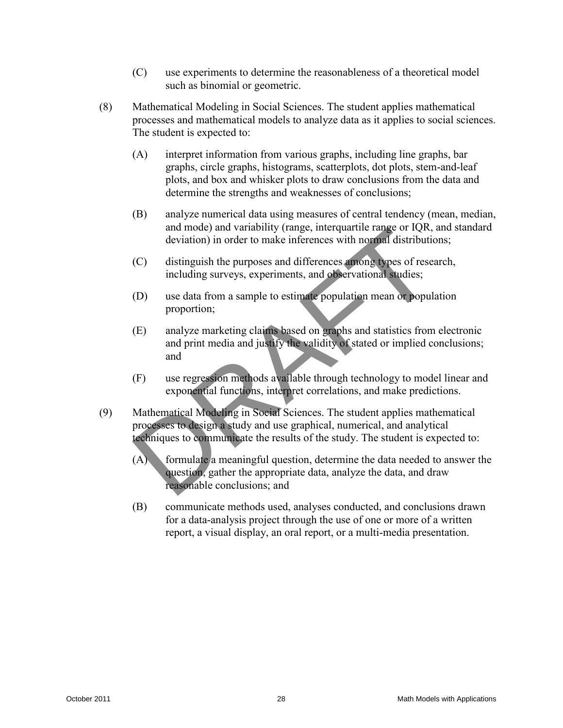(C) use experiments to determine the reasonableness of a theoretical model such as binomial or geometric.

(8) Mathematical Modeling in Social Sciences. The student applies mathematical processes and mathematical models to analyze data as it applies to social sciences. The student is expected to:

(A) interpret information from various graphs, including line graphs, bar graphs, circle graphs, histograms, scatterplots, dot plots, stem-and-leaf plots, and box and whisker plots to draw conclusions from the data and determine the strengths and weaknesses of conclusions;

(B) analyze numerical data using measures of central tendency (mean, median, and mode) and variability (range, interquartile range or IQR, and standard deviation) in order to make inferences with normal distributions;

(C) distinguish the purposes and differences among types of research, including surveys, experiments, and observational studies;

(D) use data from a sample to estimate population mean or population proportion;

(E) analyze marketing claims based on graphs and statistics from electronic and print media and justify the validity of stated or implied conclusions; and

(F) use regression methods available through technology to model linear and exponential functions, interpret correlations, and make predictions.

(9) Mathematical Modeling in Social Sciences. The student applies mathematical processes to design a study and use graphical, numerical, and analytical techniques to communicate the results of the study. The student is expected to:

(A) formulate a meaningful question, determine the data needed to answer the question, gather the appropriate data, analyze the data, and draw reasonable conclusions; and

(B) communicate methods used, analyses conducted, and conclusions drawn for a data-analysis project through the use of one or more of a written report, a visual display, an oral report, or a multi-media presentation.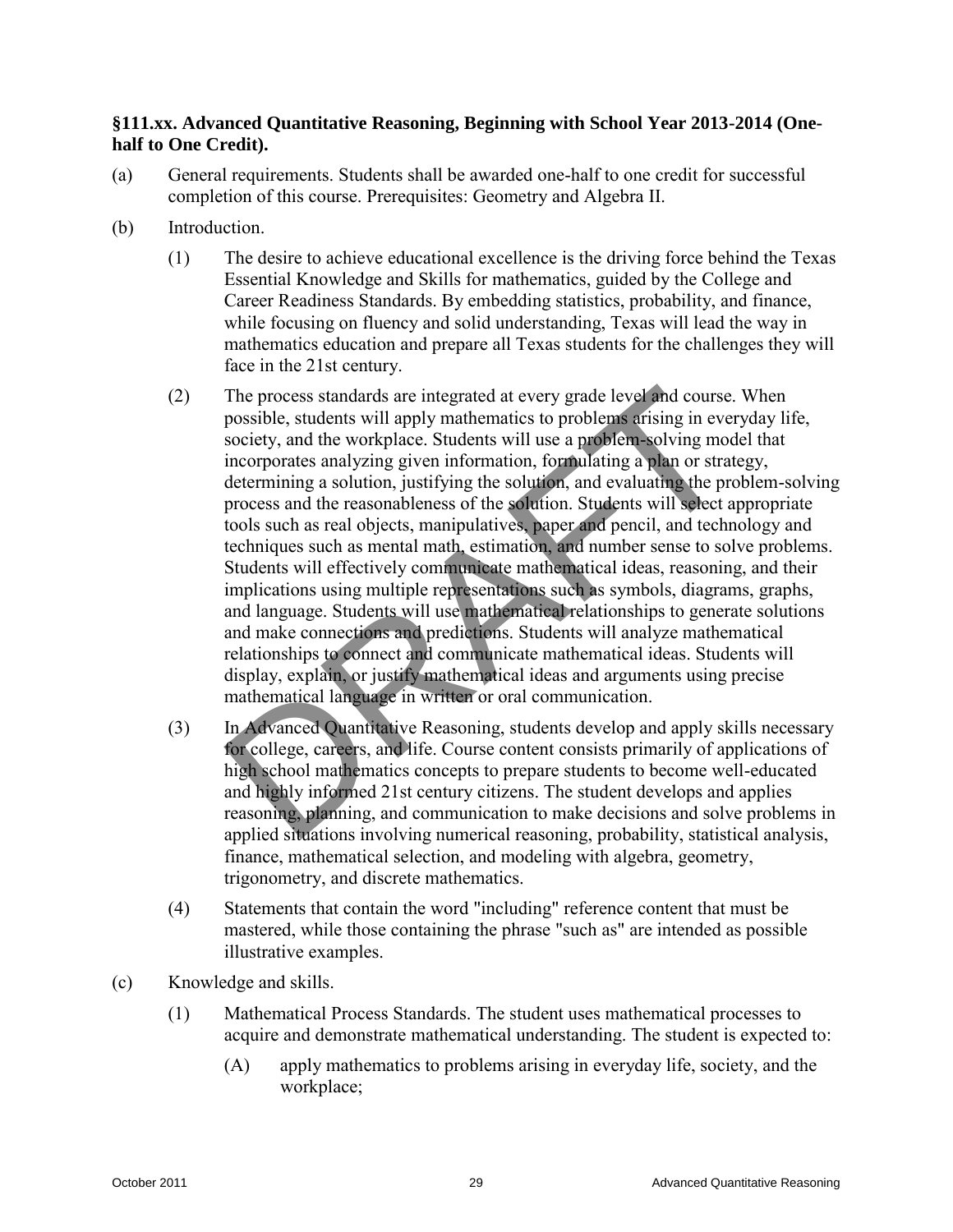**§111.xx. Advanced Quantitative Reasoning, Beginning with School Year 2013-2014 (One-half to One Credit).**

(a) General requirements. Students shall be awarded one-half to one credit for successful completion of this course. Prerequisites: Geometry and Algebra II.

(b) Introduction.

(1) The desire to achieve educational excellence is the driving force behind the Texas Essential Knowledge and Skills for mathematics, guided by the College and Career Readiness Standards. By embedding statistics, probability, and finance, while focusing on fluency and solid understanding, Texas will lead the way in mathematics education and prepare all Texas students for the challenges they will face in the 21st century.

(2) The process standards are integrated at every grade level and course. When possible, students will apply mathematics to problems arising in everyday life, society, and the workplace. Students will use a problem-solving model that incorporates analyzing given information, formulating a plan or strategy, determining a solution, justifying the solution, and evaluating the problem-solving process and the reasonableness of the solution. Students will select appropriate tools such as real objects, manipulatives, paper and pencil, and technology and techniques such as mental math, estimation, and number sense to solve problems. Students will effectively communicate mathematical ideas, reasoning, and their implications using multiple representations such as symbols, diagrams, graphs, and language. Students will use mathematical relationships to generate solutions and make connections and predictions. Students will analyze mathematical relationships to connect and communicate mathematical ideas. Students will display, explain, or justify mathematical ideas and arguments using precise mathematical language in written or oral communication.

(3) In Advanced Quantitative Reasoning, students develop and apply skills necessary for college, careers, and life. Course content consists primarily of applications of high school mathematics concepts to prepare students to become well-educated and highly informed 21st century citizens. The student develops and applies reasoning, planning, and communication to make decisions and solve problems in applied situations involving numerical reasoning, probability, statistical analysis, finance, mathematical selection, and modeling with algebra, geometry, trigonometry, and discrete mathematics.

(4) Statements that contain the word "including" reference content that must be mastered, while those containing the phrase "such as" are intended as possible illustrative examples.

(c) Knowledge and skills.

(1) Mathematical Process Standards. The student uses mathematical processes to acquire and demonstrate mathematical understanding. The student is expected to:

(A) apply mathematics to problems arising in everyday life, society, and the workplace;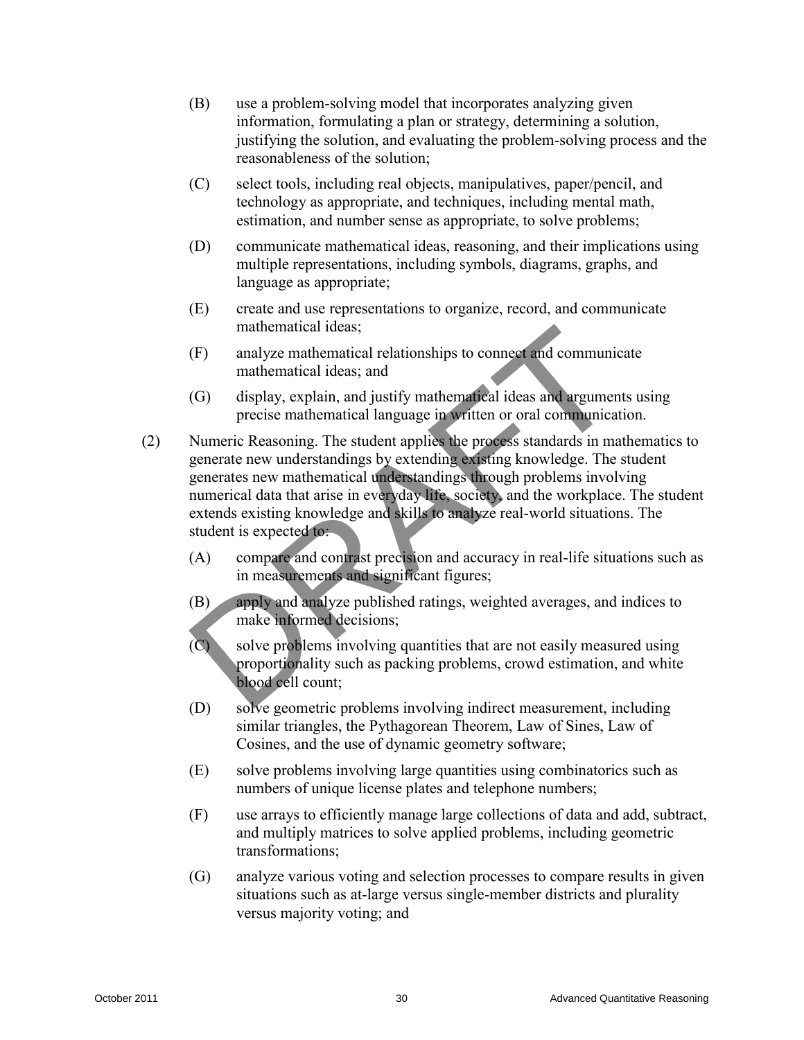(B) use a problem-solving model that incorporates analyzing given information, formulating a plan or strategy, determining a solution, justifying the solution, and evaluating the problem-solving process and the reasonableness of the solution;

(C) select tools, including real objects, manipulatives, paper/pencil, and technology as appropriate, and techniques, including mental math, estimation, and number sense as appropriate, to solve problems;

(D) communicate mathematical ideas, reasoning, and their implications using multiple representations, including symbols, diagrams, graphs, and language as appropriate;

(E) create and use representations to organize, record, and communicate mathematical ideas;

(F) analyze mathematical relationships to connect and communicate mathematical ideas; and

(G) display, explain, and justify mathematical ideas and arguments using precise mathematical language in written or oral communication.

(2) Numeric Reasoning. The student applies the process standards in mathematics to generate new understandings by extending existing knowledge. The student generates new mathematical understandings through problems involving numerical data that arise in everyday life, society, and the workplace. The student extends existing knowledge and skills to analyze real-world situations. The student is expected to:

(A) compare and contrast precision and accuracy in real-life situations such as in measurements and significant figures;

(B) apply and analyze published ratings, weighted averages, and indices to make informed decisions;

(C) solve problems involving quantities that are not easily measured using proportionality such as packing problems, crowd estimation, and white blood cell count;

(D) solve geometric problems involving indirect measurement, including similar triangles, the Pythagorean Theorem, Law of Sines, Law of Cosines, and the use of dynamic geometry software;

(E) solve problems involving large quantities using combinatorics such as numbers of unique license plates and telephone numbers;

(F) use arrays to efficiently manage large collections of data and add, subtract, and multiply matrices to solve applied problems, including geometric transformations;

(G) analyze various voting and selection processes to compare results in given situations such as at-large versus single-member districts and plurality versus majority voting; and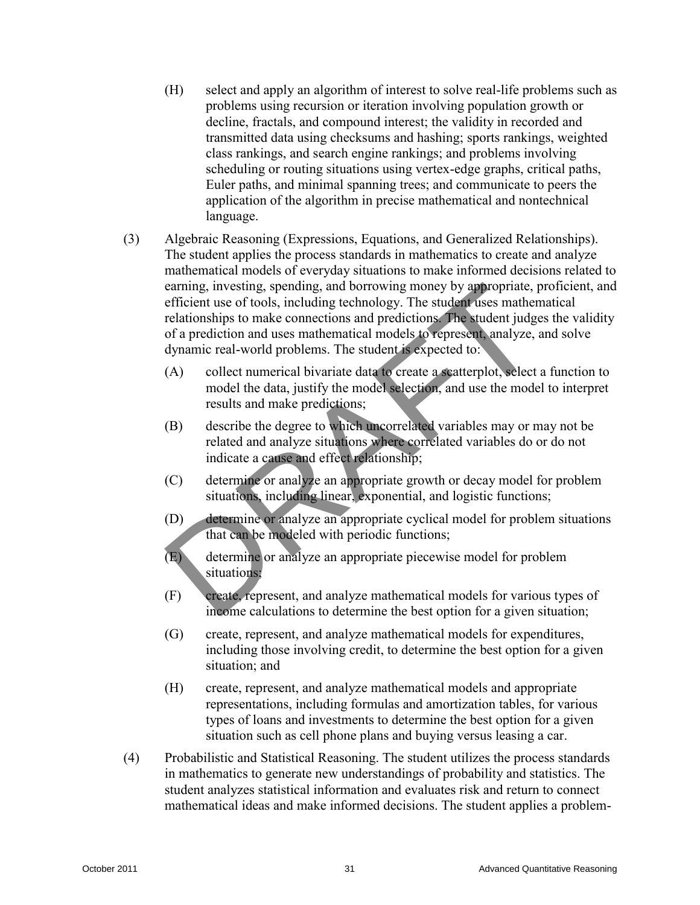(H) select and apply an algorithm of interest to solve real-life problems such as problems using recursion or iteration involving population growth or decline, fractals, and compound interest; the validity in recorded and transmitted data using checksums and hashing; sports rankings, weighted class rankings, and search engine rankings; and problems involving scheduling or routing situations using vertex-edge graphs, critical paths, Euler paths, and minimal spanning trees; and communicate to peers the application of the algorithm in precise mathematical and nontechnical language.

(3) Algebraic Reasoning (Expressions, Equations, and Generalized Relationships). The student applies the process standards in mathematics to create and analyze mathematical models of everyday situations to make informed decisions related to earning, investing, spending, and borrowing money by appropriate, proficient, and efficient use of tools, including technology. The student uses mathematical relationships to make connections and predictions. The student judges the validity of a prediction and uses mathematical models to represent, analyze, and solve dynamic real-world problems. The student is expected to:

(A) collect numerical bivariate data to create a scatterplot, select a function to model the data, justify the model selection, and use the model to interpret results and make predictions;

(B) describe the degree to which uncorrelated variables may or may not be related and analyze situations where correlated variables do or do not indicate a cause and effect relationship;

(C) determine or analyze an appropriate growth or decay model for problem situations, including linear, exponential, and logistic functions;

(D) determine or analyze an appropriate cyclical model for problem situations that can be modeled with periodic functions;

(E) determine or analyze an appropriate piecewise model for problem situations;

(F) create, represent, and analyze mathematical models for various types of income calculations to determine the best option for a given situation;

(G) create, represent, and analyze mathematical models for expenditures, including those involving credit, to determine the best option for a given situation; and

(H) create, represent, and analyze mathematical models and appropriate representations, including formulas and amortization tables, for various types of loans and investments to determine the best option for a given situation such as cell phone plans and buying versus leasing a car.

(4) Probabilistic and Statistical Reasoning. The student utilizes the process standards in mathematics to generate new understandings of probability and statistics. The student analyzes statistical information and evaluates risk and return to connect mathematical ideas and make informed decisions. The student applies a problem-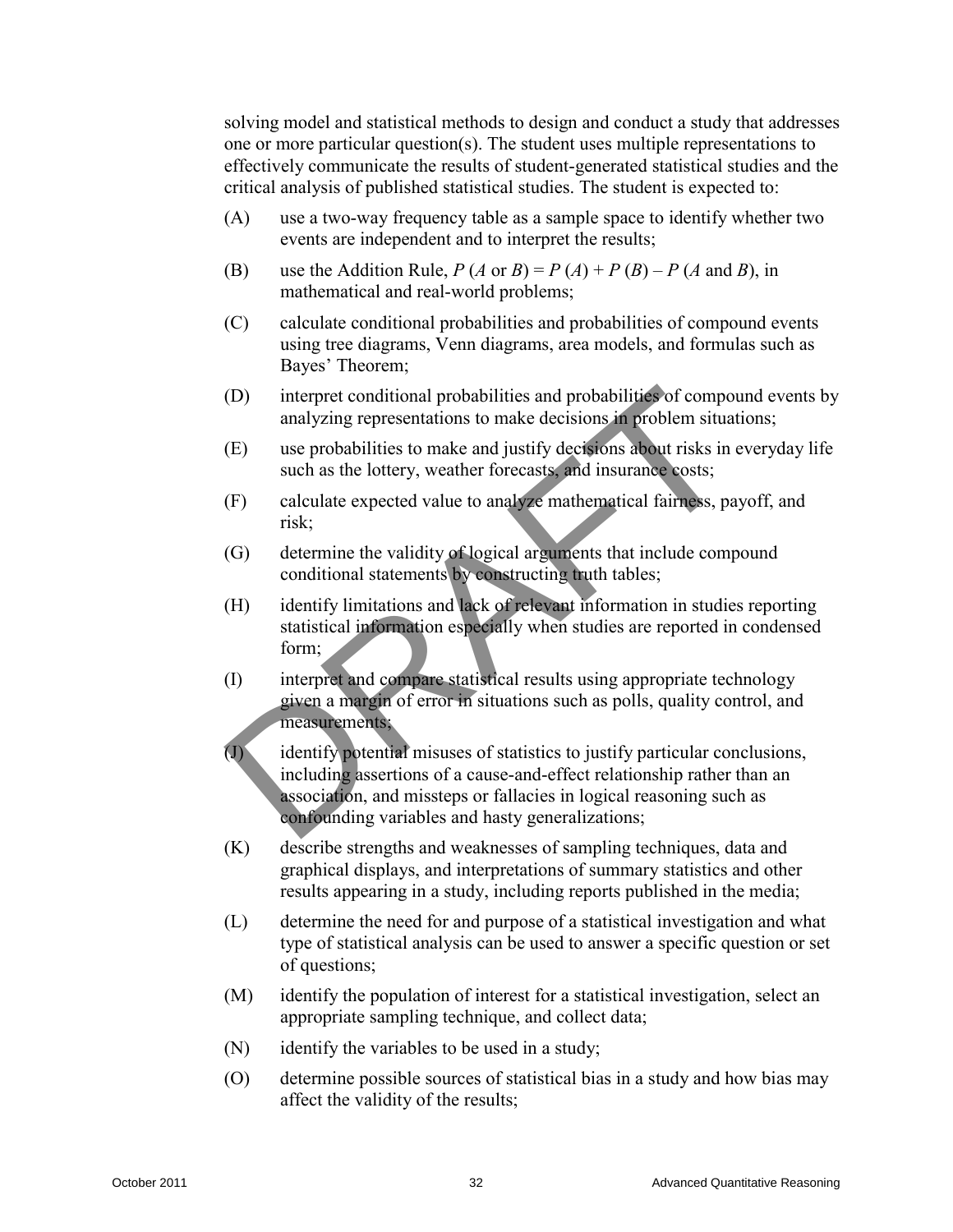solving model and statistical methods to design and conduct a study that addresses one or more particular question(s). The student uses multiple representations to effectively communicate the results of student-generated statistical studies and the critical analysis of published statistical studies. The student is expected to:

(A) use a two-way frequency table as a sample space to identify whether two events are independent and to interpret the results;

(B) use the Addition Rule, $P(A \text{ or } B) = P(A) + P(B) - P(A \text{ and } B)$, in mathematical and real-world problems;

(C) calculate conditional probabilities and probabilities of compound events using tree diagrams, Venn diagrams, area models, and formulas such as Bayes' Theorem;

(D) interpret conditional probabilities and probabilities of compound events by analyzing representations to make decisions in problem situations;

(E) use probabilities to make and justify decisions about risks in everyday life such as the lottery, weather forecasts, and insurance costs;

(F) calculate expected value to analyze mathematical fairness, payoff, and risk;

(G) determine the validity of logical arguments that include compound conditional statements by constructing truth tables;

(H) identify limitations and lack of relevant information in studies reporting statistical information especially when studies are reported in condensed form;

(I) interpret and compare statistical results using appropriate technology given a margin of error in situations such as polls, quality control, and measurements;

(J) identify potential misuses of statistics to justify particular conclusions, including assertions of a cause-and-effect relationship rather than an association, and missteps or fallacies in logical reasoning such as confounding variables and hasty generalizations;

(K) describe strengths and weaknesses of sampling techniques, data and graphical displays, and interpretations of summary statistics and other results appearing in a study, including reports published in the media;

(L) determine the need for and purpose of a statistical investigation and what type of statistical analysis can be used to answer a specific question or set of questions;

(M) identify the population of interest for a statistical investigation, select an appropriate sampling technique, and collect data;

(N) identify the variables to be used in a study;

(O) determine possible sources of statistical bias in a study and how bias may affect the validity of the results;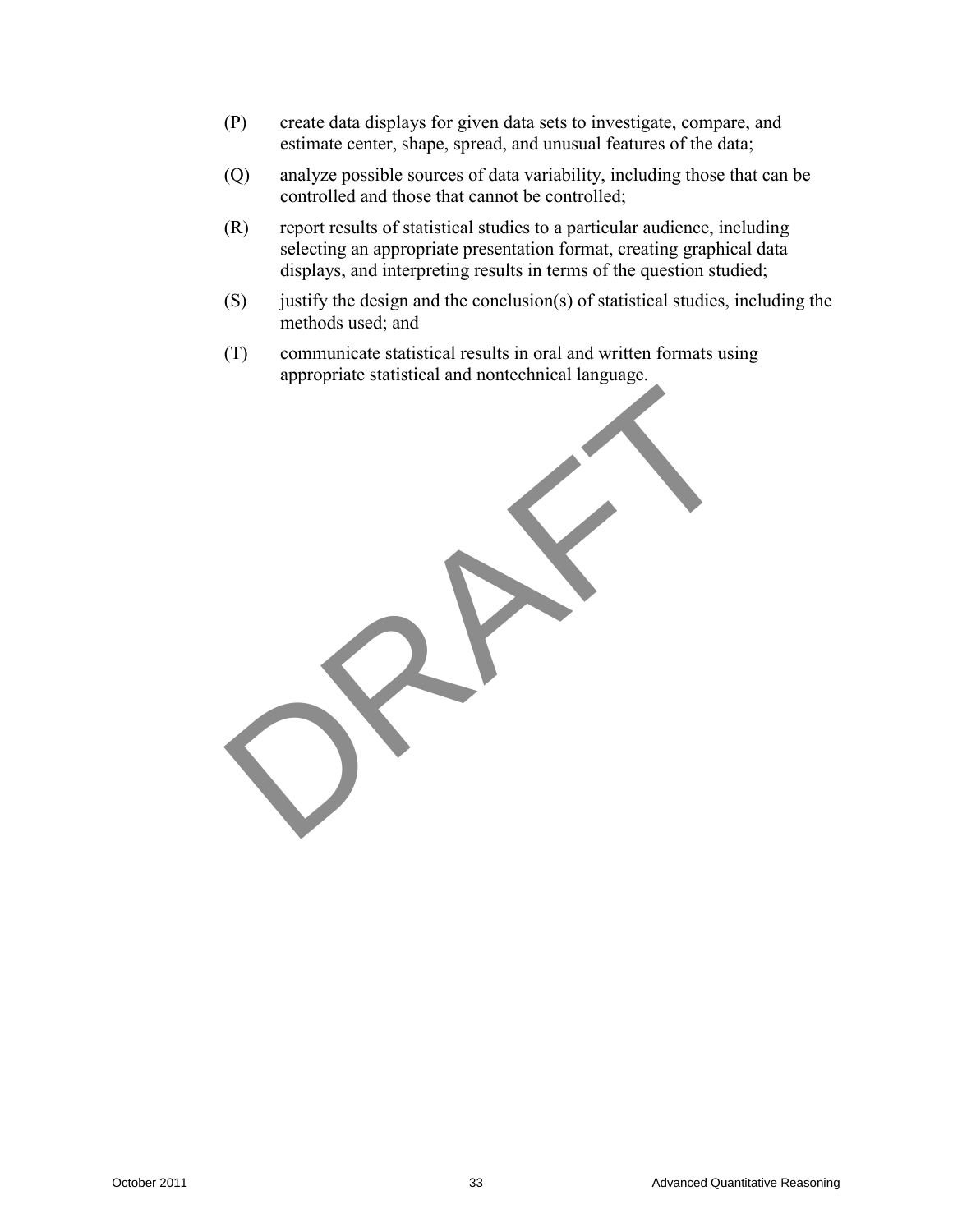(P) create data displays for given data sets to investigate, compare, and estimate center, shape, spread, and unusual features of the data;

(Q) analyze possible sources of data variability, including those that can be controlled and those that cannot be controlled;

(R) report results of statistical studies to a particular audience, including selecting an appropriate presentation format, creating graphical data displays, and interpreting results in terms of the question studied;

(S) justify the design and the conclusion(s) of statistical studies, including the methods used; and

(T) communicate statistical results in oral and written formats using appropriate statistical and nontechnical language.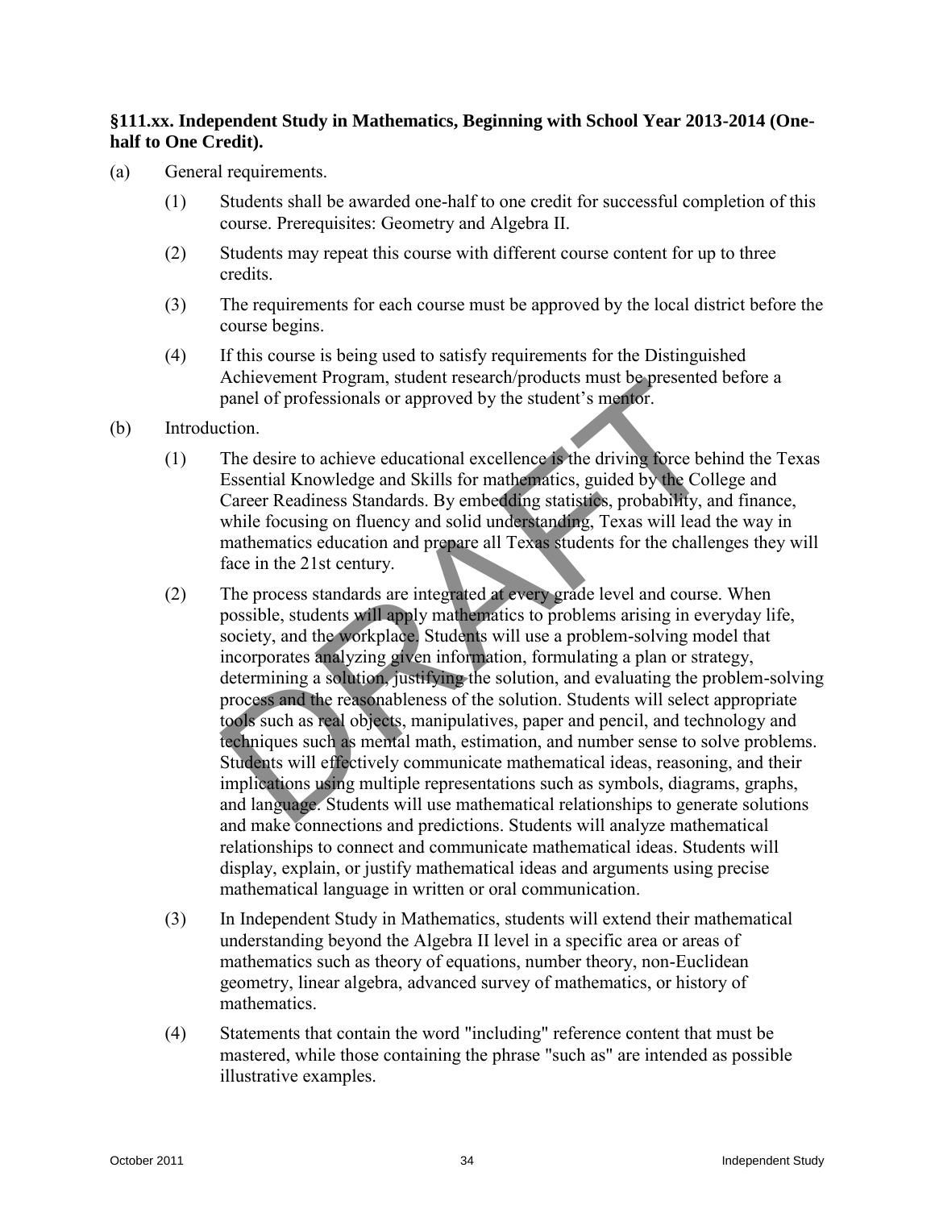**§111.xx. Independent Study in Mathematics, Beginning with School Year 2013-2014 (One-half to One Credit).**

(a) General requirements.

(1) Students shall be awarded one-half to one credit for successful completion of this course. Prerequisites: Geometry and Algebra II.

(2) Students may repeat this course with different course content for up to three credits.

(3) The requirements for each course must be approved by the local district before the course begins.

(4) If this course is being used to satisfy requirements for the Distinguished Achievement Program, student research/products must be presented before a panel of professionals or approved by the student's mentor.

(b) Introduction.

(1) The desire to achieve educational excellence is the driving force behind the Texas Essential Knowledge and Skills for mathematics, guided by the College and Career Readiness Standards. By embedding statistics, probability, and finance, while focusing on fluency and solid understanding, Texas will lead the way in mathematics education and prepare all Texas students for the challenges they will face in the 21st century.

(2) The process standards are integrated at every grade level and course. When possible, students will apply mathematics to problems arising in everyday life, society, and the workplace. Students will use a problem-solving model that incorporates analyzing given information, formulating a plan or strategy, determining a solution, justifying the solution, and evaluating the problem-solving process and the reasonableness of the solution. Students will select appropriate tools such as real objects, manipulatives, paper and pencil, and technology and techniques such as mental math, estimation, and number sense to solve problems. Students will effectively communicate mathematical ideas, reasoning, and their implications using multiple representations such as symbols, diagrams, graphs, and language. Students will use mathematical relationships to generate solutions and make connections and predictions. Students will analyze mathematical relationships to connect and communicate mathematical ideas. Students will display, explain, or justify mathematical ideas and arguments using precise mathematical language in written or oral communication.

(3) In Independent Study in Mathematics, students will extend their mathematical understanding beyond the Algebra II level in a specific area or areas of mathematics such as theory of equations, number theory, non-Euclidean geometry, linear algebra, advanced survey of mathematics, or history of mathematics.

(4) Statements that contain the word "including" reference content that must be mastered, while those containing the phrase "such as" are intended as possible illustrative examples.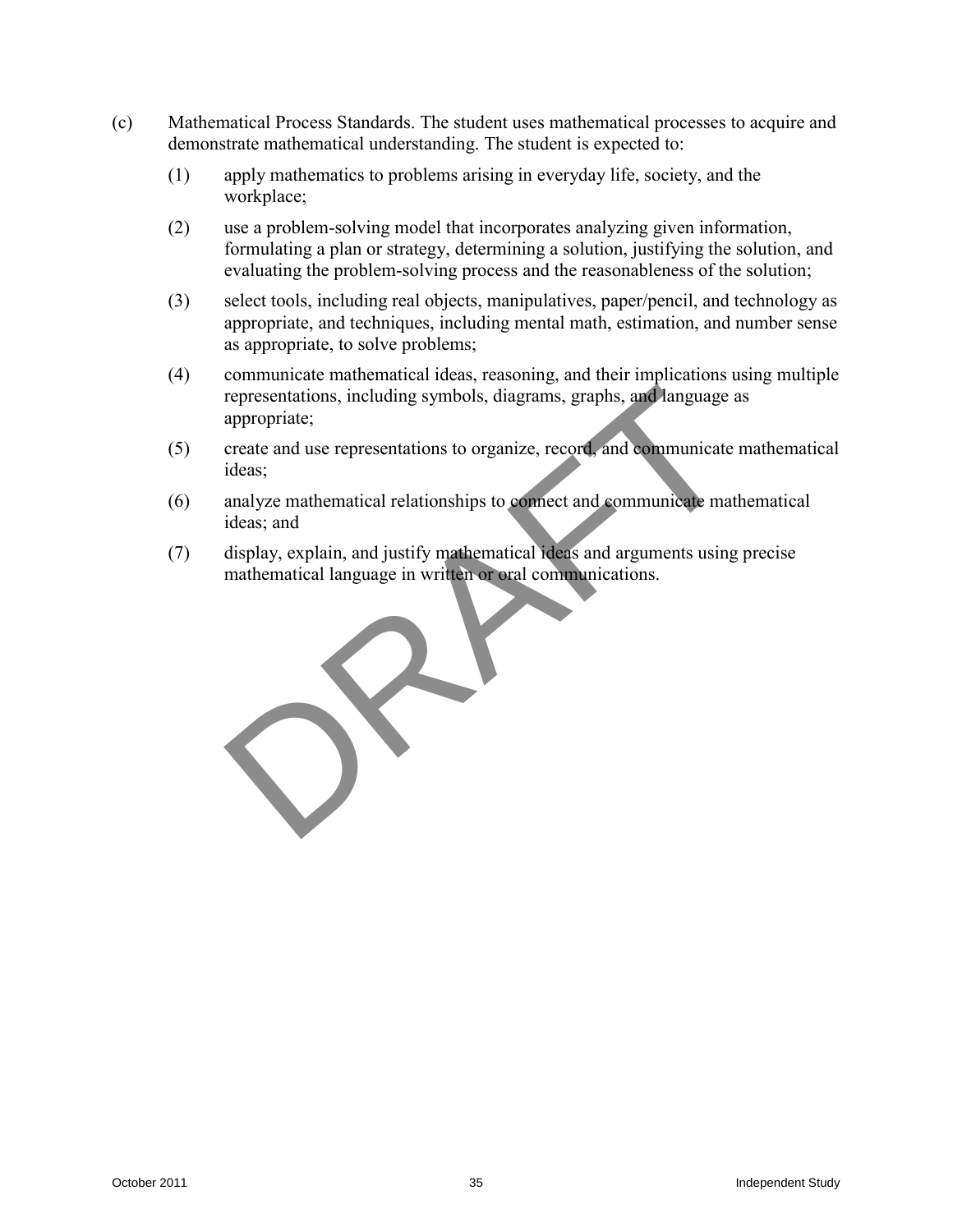(c) Mathematical Process Standards. The student uses mathematical processes to acquire and demonstrate mathematical understanding. The student is expected to:

(1) apply mathematics to problems arising in everyday life, society, and the workplace;

(2) use a problem-solving model that incorporates analyzing given information, formulating a plan or strategy, determining a solution, justifying the solution, and evaluating the problem-solving process and the reasonableness of the solution;

(3) select tools, including real objects, manipulatives, paper/pencil, and technology as appropriate, and techniques, including mental math, estimation, and number sense as appropriate, to solve problems;

(4) communicate mathematical ideas, reasoning, and their implications using multiple representations, including symbols, diagrams, graphs, and language as appropriate;

(5) create and use representations to organize, record, and communicate mathematical ideas;

(6) analyze mathematical relationships to connect and communicate mathematical ideas; and

(7) display, explain, and justify mathematical ideas and arguments using precise mathematical language in written or oral communications.